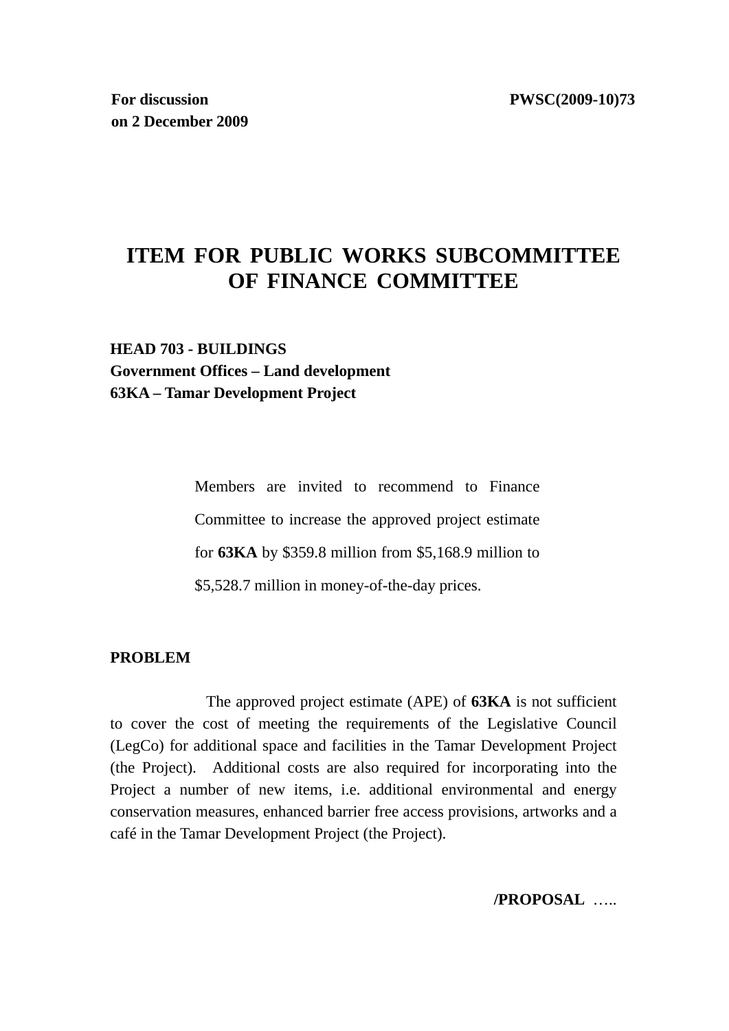**For discussion on 2 December 2009** **PWSC(2009-10)73**

# ITEM FOR PUBLIC WORKS SUBCOMMITTEE OF FINANCE COMMITTEE

**HEAD 703 - BUILDINGS**
**Government Offices – Land development**
**63KA – Tamar Development Project**

Members are invited to recommend to Finance Committee to increase the approved project estimate for **63KA** by $359.8 million from $5,168.9 million to $5,528.7 million in money-of-the-day prices.

**PROBLEM**

The approved project estimate (APE) of **63KA** is not sufficient to cover the cost of meeting the requirements of the Legislative Council (LegCo) for additional space and facilities in the Tamar Development Project (the Project). Additional costs are also required for incorporating into the Project a number of new items, i.e. additional environmental and energy conservation measures, enhanced barrier free access provisions, artworks and a café in the Tamar Development Project (the Project).

**/PROPOSAL** …..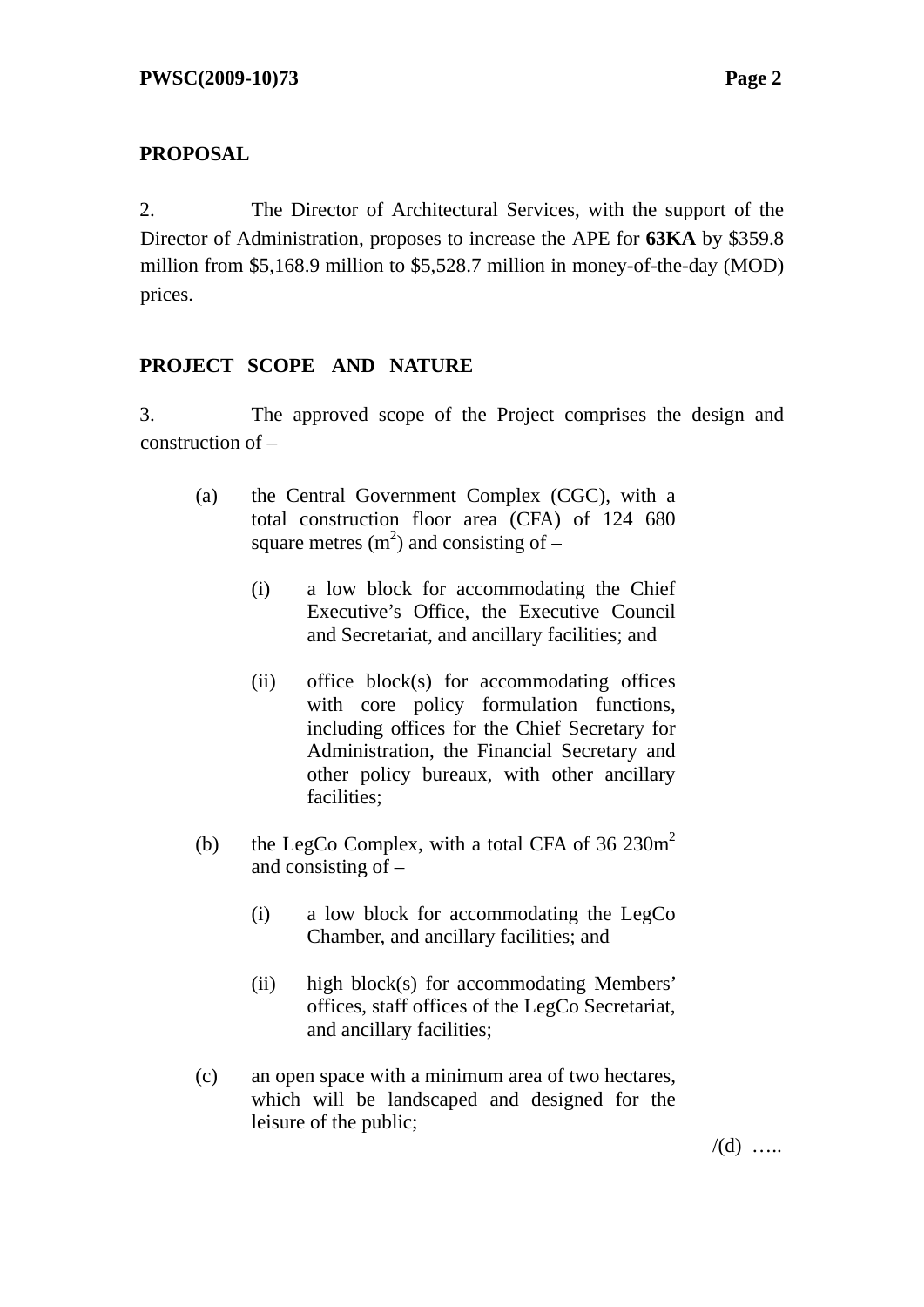**PROPOSAL**

2. The Director of Architectural Services, with the support of the Director of Administration, proposes to increase the APE for **63KA** by $359.8 million from $5,168.9 million to $5,528.7 million in money-of-the-day (MOD) prices.

**PROJECT SCOPE AND NATURE**

3. The approved scope of the Project comprises the design and construction of –

(a) the Central Government Complex (CGC), with a total construction floor area (CFA) of 124 680 square metres ($m^2$) and consisting of –

  (i) a low block for accommodating the Chief Executive's Office, the Executive Council and Secretariat, and ancillary facilities; and

  (ii) office block(s) for accommodating offices with core policy formulation functions, including offices for the Chief Secretary for Administration, the Financial Secretary and other policy bureaux, with other ancillary facilities;

(b) the LegCo Complex, with a total CFA of 36 230$m^2$ and consisting of –

  (i) a low block for accommodating the LegCo Chamber, and ancillary facilities; and

  (ii) high block(s) for accommodating Members' offices, staff offices of the LegCo Secretariat, and ancillary facilities;

(c) an open space with a minimum area of two hectares, which will be landscaped and designed for the leisure of the public;

/(d) …..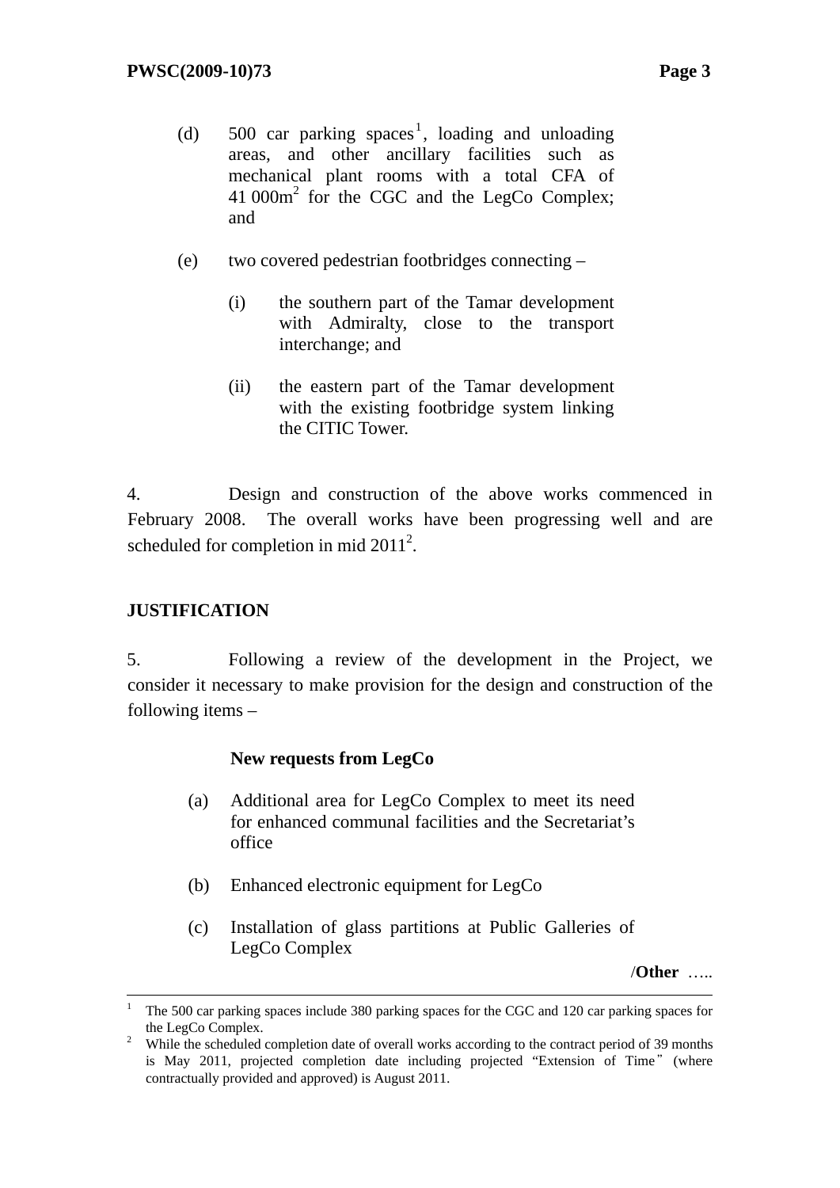(d) 500 car parking spaces[1], loading and unloading areas, and other ancillary facilities such as mechanical plant rooms with a total CFA of 41 000m[2] for the CGC and the LegCo Complex; and

(e) two covered pedestrian footbridges connecting –

(i) the southern part of the Tamar development with Admiralty, close to the transport interchange; and

(ii) the eastern part of the Tamar development with the existing footbridge system linking the CITIC Tower.

4. Design and construction of the above works commenced in February 2008. The overall works have been progressing well and are scheduled for completion in mid 2011[2].

**JUSTIFICATION**

5. Following a review of the development in the Project, we consider it necessary to make provision for the design and construction of the following items –

**New requests from LegCo**

(a) Additional area for LegCo Complex to meet its need for enhanced communal facilities and the Secretariat's office

(b) Enhanced electronic equipment for LegCo

(c) Installation of glass partitions at Public Galleries of LegCo Complex

/**Other** …..

---

[1] The 500 car parking spaces include 380 parking spaces for the CGC and 120 car parking spaces for the LegCo Complex.

[2] While the scheduled completion date of overall works according to the contract period of 39 months is May 2011, projected completion date including projected "Extension of Time" (where contractually provided and approved) is August 2011.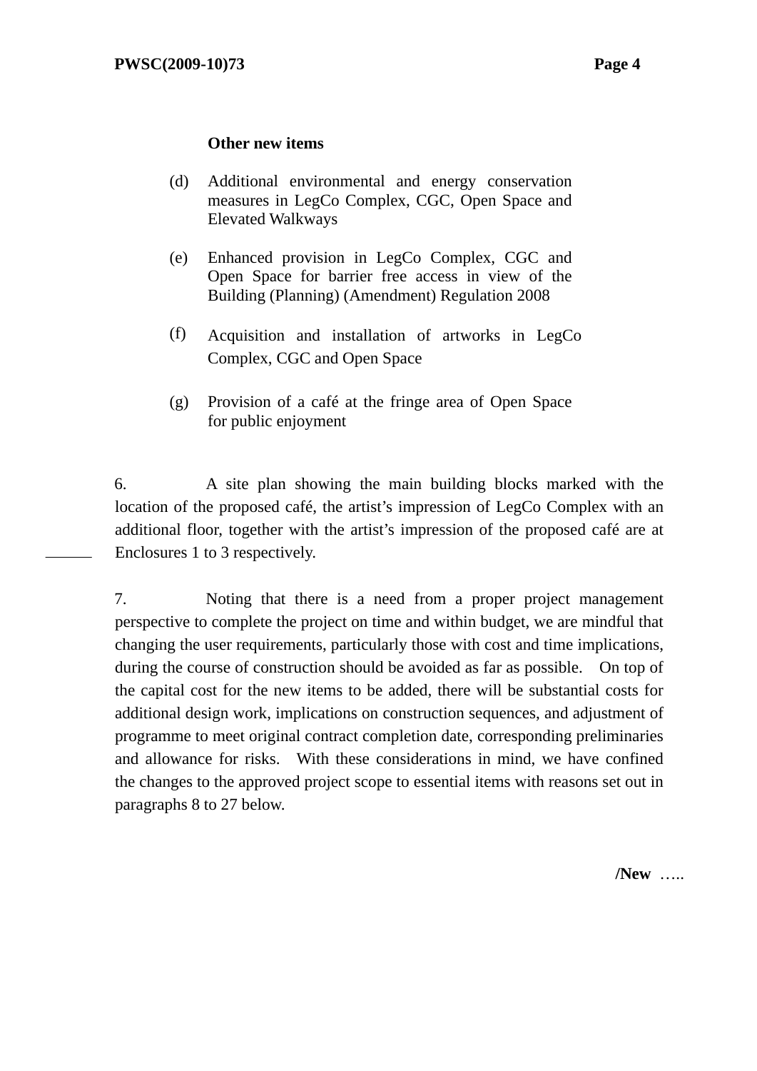**Other new items**

(d) Additional environmental and energy conservation measures in LegCo Complex, CGC, Open Space and Elevated Walkways

(e) Enhanced provision in LegCo Complex, CGC and Open Space for barrier free access in view of the Building (Planning) (Amendment) Regulation 2008

(f) Acquisition and installation of artworks in LegCo Complex, CGC and Open Space

(g) Provision of a café at the fringe area of Open Space for public enjoyment

6. A site plan showing the main building blocks marked with the location of the proposed café, the artist's impression of LegCo Complex with an additional floor, together with the artist's impression of the proposed café are at Enclosures 1 to 3 respectively.

7. Noting that there is a need from a proper project management perspective to complete the project on time and within budget, we are mindful that changing the user requirements, particularly those with cost and time implications, during the course of construction should be avoided as far as possible. On top of the capital cost for the new items to be added, there will be substantial costs for additional design work, implications on construction sequences, and adjustment of programme to meet original contract completion date, corresponding preliminaries and allowance for risks. With these considerations in mind, we have confined the changes to the approved project scope to essential items with reasons set out in paragraphs 8 to 27 below.

/New …..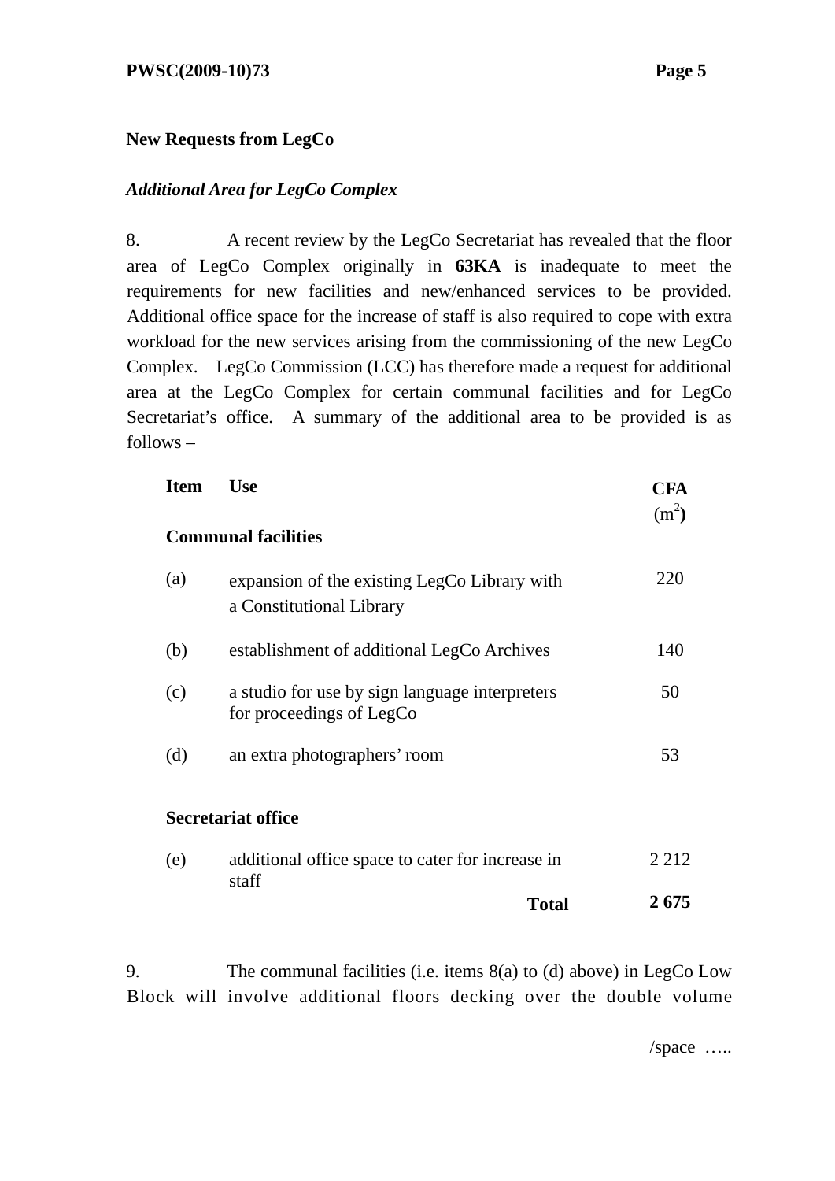**New Requests from LegCo**

***Additional Area for LegCo Complex***

8. A recent review by the LegCo Secretariat has revealed that the floor area of LegCo Complex originally in **63KA** is inadequate to meet the requirements for new facilities and new/enhanced services to be provided. Additional office space for the increase of staff is also required to cope with extra workload for the new services arising from the commissioning of the new LegCo Complex. LegCo Commission (LCC) has therefore made a request for additional area at the LegCo Complex for certain communal facilities and for LegCo Secretariat's office. A summary of the additional area to be provided is as follows –

| Item | Use | CFA ($m^2$) |
|---|---|---|
| | **Communal facilities** | |
| (a) | expansion of the existing LegCo Library with a Constitutional Library | 220 |
| (b) | establishment of additional LegCo Archives | 140 |
| (c) | a studio for use by sign language interpreters for proceedings of LegCo | 50 |
| (d) | an extra photographers' room | 53 |
| | **Secretariat office** | |
| (e) | additional office space to cater for increase in staff | 2 212 |
| | **Total** | **2 675** |

9. The communal facilities (i.e. items 8(a) to (d) above) in LegCo Low Block will involve additional floors decking over the double volume

/space …..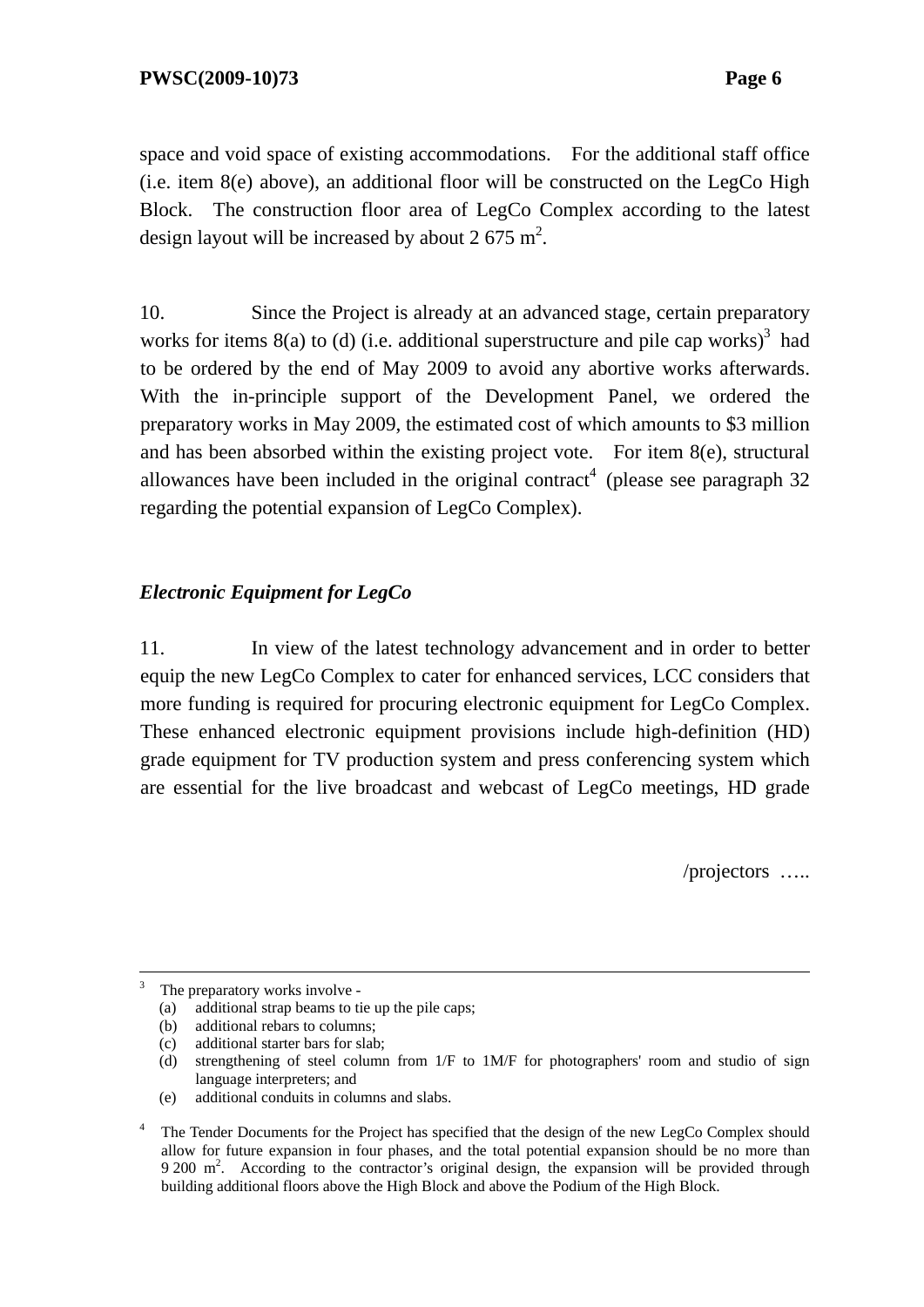space and void space of existing accommodations. For the additional staff office (i.e. item 8(e) above), an additional floor will be constructed on the LegCo High Block. The construction floor area of LegCo Complex according to the latest design layout will be increased by about 2 675 $m^2$.

10. Since the Project is already at an advanced stage, certain preparatory works for items 8(a) to (d) (i.e. additional superstructure and pile cap works)[3] had to be ordered by the end of May 2009 to avoid any abortive works afterwards. With the in-principle support of the Development Panel, we ordered the preparatory works in May 2009, the estimated cost of which amounts to $3 million and has been absorbed within the existing project vote. For item 8(e), structural allowances have been included in the original contract[4] (please see paragraph 32 regarding the potential expansion of LegCo Complex).

### *Electronic Equipment for LegCo*

11. In view of the latest technology advancement and in order to better equip the new LegCo Complex to cater for enhanced services, LCC considers that more funding is required for procuring electronic equipment for LegCo Complex. These enhanced electronic equipment provisions include high-definition (HD) grade equipment for TV production system and press conferencing system which are essential for the live broadcast and webcast of LegCo meetings, HD grade

/projectors …..

---

[3] The preparatory works involve -
- (a) additional strap beams to tie up the pile caps;
- (b) additional rebars to columns;
- (c) additional starter bars for slab;
- (d) strengthening of steel column from 1/F to 1M/F for photographers' room and studio of sign language interpreters; and
- (e) additional conduits in columns and slabs.

[4] The Tender Documents for the Project has specified that the design of the new LegCo Complex should allow for future expansion in four phases, and the total potential expansion should be no more than 9 200 $m^2$. According to the contractor's original design, the expansion will be provided through building additional floors above the High Block and above the Podium of the High Block.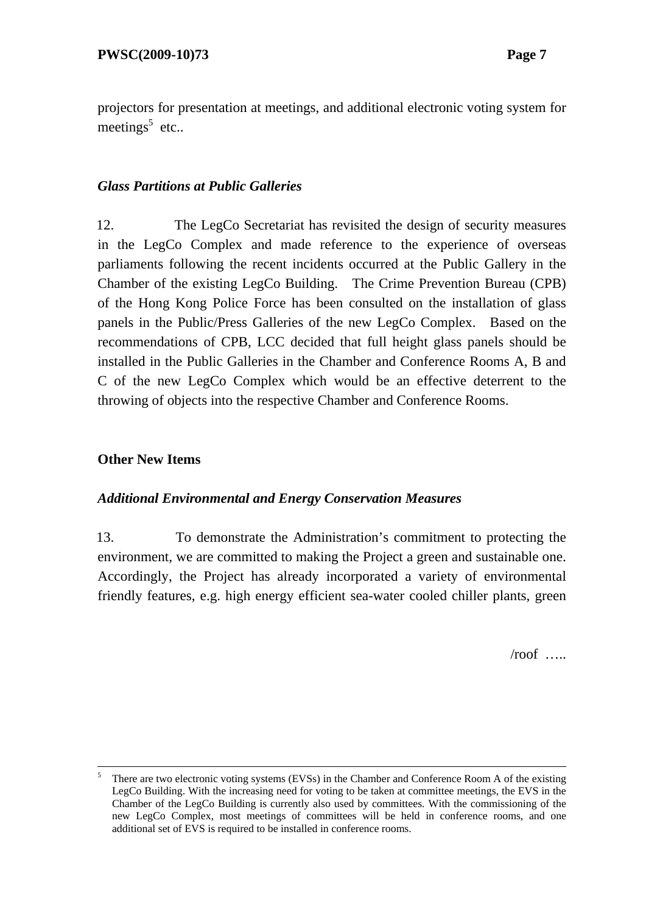projectors for presentation at meetings, and additional electronic voting system for meetings[5] etc..

### *Glass Partitions at Public Galleries*

12. The LegCo Secretariat has revisited the design of security measures in the LegCo Complex and made reference to the experience of overseas parliaments following the recent incidents occurred at the Public Gallery in the Chamber of the existing LegCo Building. The Crime Prevention Bureau (CPB) of the Hong Kong Police Force has been consulted on the installation of glass panels in the Public/Press Galleries of the new LegCo Complex. Based on the recommendations of CPB, LCC decided that full height glass panels should be installed in the Public Galleries in the Chamber and Conference Rooms A, B and C of the new LegCo Complex which would be an effective deterrent to the throwing of objects into the respective Chamber and Conference Rooms.

## Other New Items

### *Additional Environmental and Energy Conservation Measures*

13. To demonstrate the Administration's commitment to protecting the environment, we are committed to making the Project a green and sustainable one. Accordingly, the Project has already incorporated a variety of environmental friendly features, e.g. high energy efficient sea-water cooled chiller plants, green

/roof …..

---

[5] There are two electronic voting systems (EVSs) in the Chamber and Conference Room A of the existing LegCo Building. With the increasing need for voting to be taken at committee meetings, the EVS in the Chamber of the LegCo Building is currently also used by committees. With the commissioning of the new LegCo Complex, most meetings of committees will be held in conference rooms, and one additional set of EVS is required to be installed in conference rooms.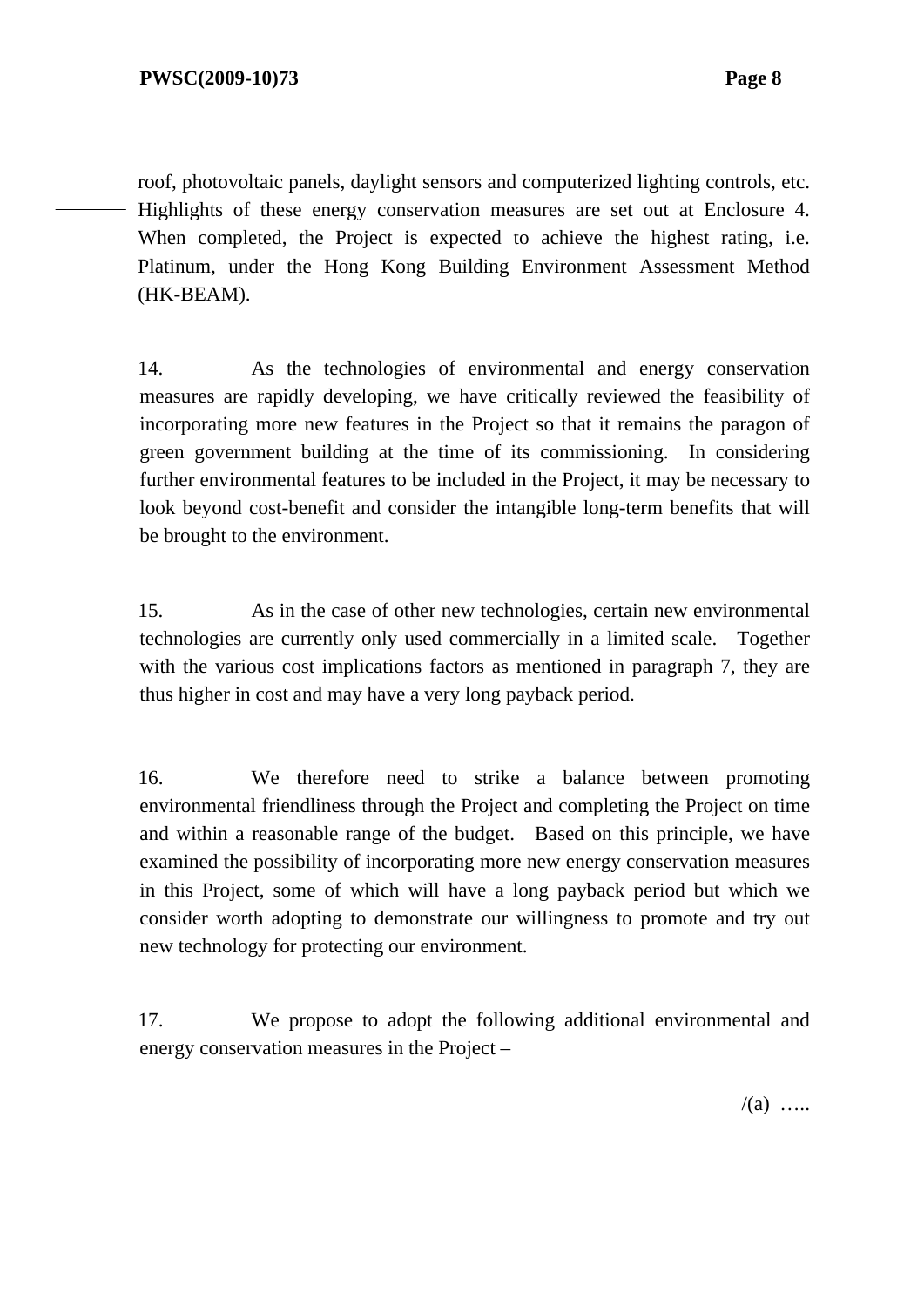roof, photovoltaic panels, daylight sensors and computerized lighting controls, etc. Highlights of these energy conservation measures are set out at Enclosure 4. When completed, the Project is expected to achieve the highest rating, i.e. Platinum, under the Hong Kong Building Environment Assessment Method (HK-BEAM).

14. As the technologies of environmental and energy conservation measures are rapidly developing, we have critically reviewed the feasibility of incorporating more new features in the Project so that it remains the paragon of green government building at the time of its commissioning. In considering further environmental features to be included in the Project, it may be necessary to look beyond cost-benefit and consider the intangible long-term benefits that will be brought to the environment.

15. As in the case of other new technologies, certain new environmental technologies are currently only used commercially in a limited scale. Together with the various cost implications factors as mentioned in paragraph 7, they are thus higher in cost and may have a very long payback period.

16. We therefore need to strike a balance between promoting environmental friendliness through the Project and completing the Project on time and within a reasonable range of the budget. Based on this principle, we have examined the possibility of incorporating more new energy conservation measures in this Project, some of which will have a long payback period but which we consider worth adopting to demonstrate our willingness to promote and try out new technology for protecting our environment.

17. We propose to adopt the following additional environmental and energy conservation measures in the Project –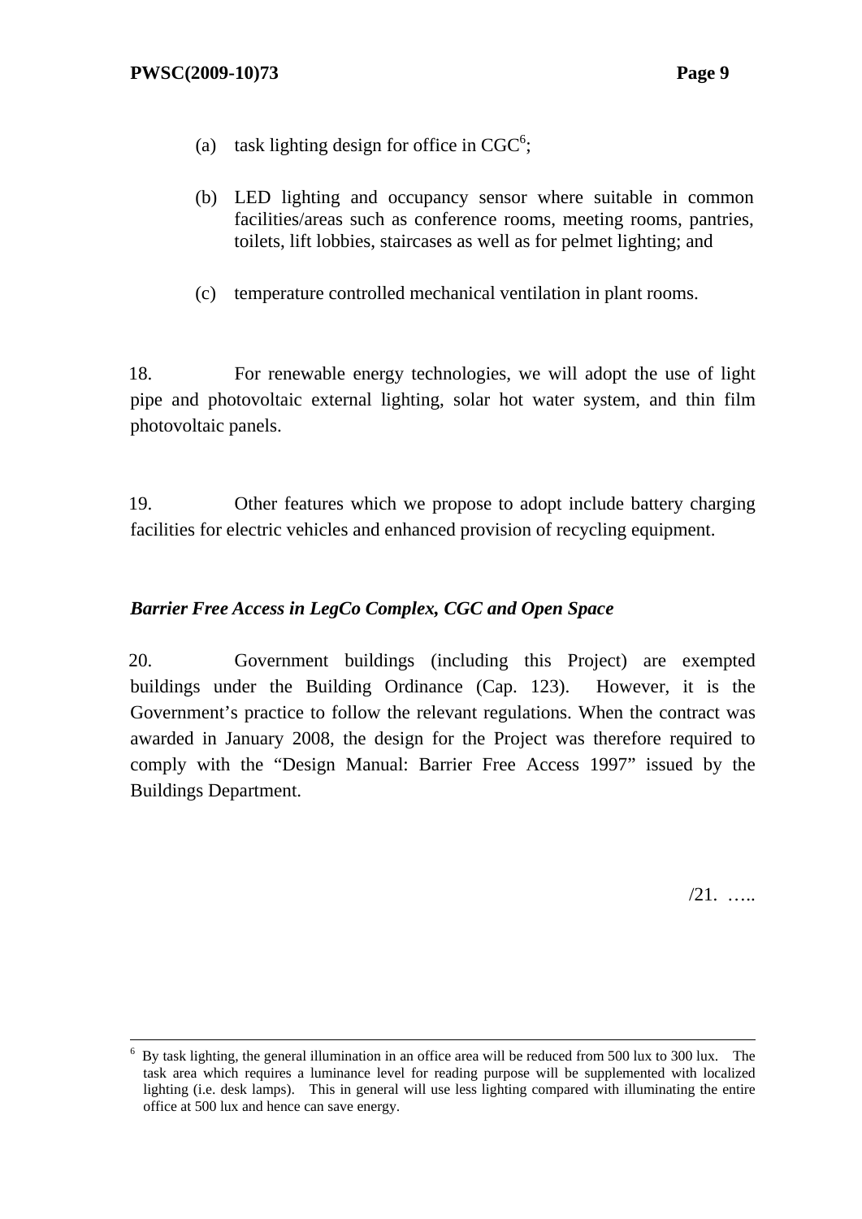(a) task lighting design for office in CGC[6];

(b) LED lighting and occupancy sensor where suitable in common facilities/areas such as conference rooms, meeting rooms, pantries, toilets, lift lobbies, staircases as well as for pelmet lighting; and

(c) temperature controlled mechanical ventilation in plant rooms.

18. For renewable energy technologies, we will adopt the use of light pipe and photovoltaic external lighting, solar hot water system, and thin film photovoltaic panels.

19. Other features which we propose to adopt include battery charging facilities for electric vehicles and enhanced provision of recycling equipment.

***Barrier Free Access in LegCo Complex, CGC and Open Space***

20. Government buildings (including this Project) are exempted buildings under the Building Ordinance (Cap. 123). However, it is the Government's practice to follow the relevant regulations. When the contract was awarded in January 2008, the design for the Project was therefore required to comply with the "Design Manual: Barrier Free Access 1997" issued by the Buildings Department.

/21. …..

---

[6] By task lighting, the general illumination in an office area will be reduced from 500 lux to 300 lux. The task area which requires a luminance level for reading purpose will be supplemented with localized lighting (i.e. desk lamps). This in general will use less lighting compared with illuminating the entire office at 500 lux and hence can save energy.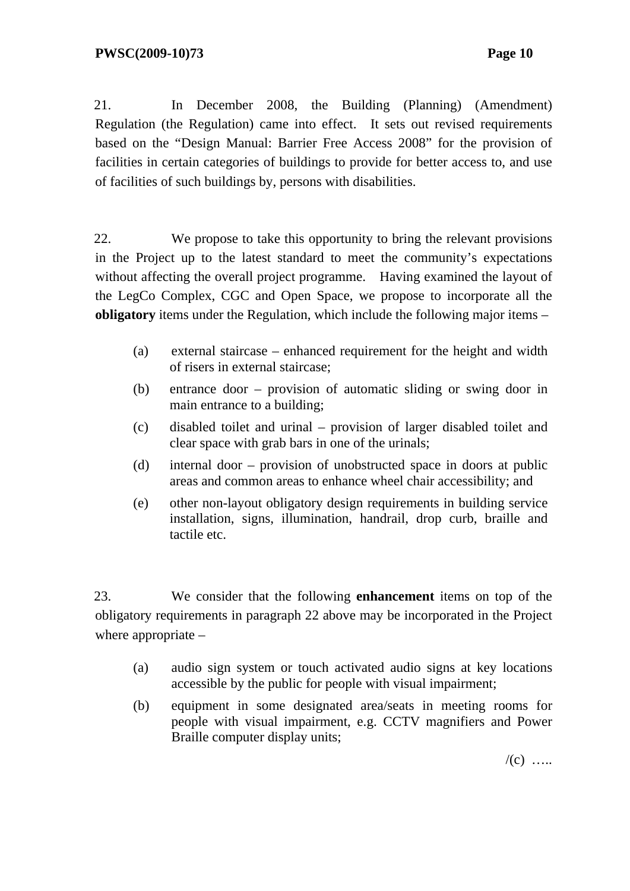21. In December 2008, the Building (Planning) (Amendment) Regulation (the Regulation) came into effect. It sets out revised requirements based on the "Design Manual: Barrier Free Access 2008" for the provision of facilities in certain categories of buildings to provide for better access to, and use of facilities of such buildings by, persons with disabilities.

22. We propose to take this opportunity to bring the relevant provisions in the Project up to the latest standard to meet the community's expectations without affecting the overall project programme. Having examined the layout of the LegCo Complex, CGC and Open Space, we propose to incorporate all the **obligatory** items under the Regulation, which include the following major items –

(a) external staircase – enhanced requirement for the height and width of risers in external staircase;

(b) entrance door – provision of automatic sliding or swing door in main entrance to a building;

(c) disabled toilet and urinal – provision of larger disabled toilet and clear space with grab bars in one of the urinals;

(d) internal door – provision of unobstructed space in doors at public areas and common areas to enhance wheel chair accessibility; and

(e) other non-layout obligatory design requirements in building service installation, signs, illumination, handrail, drop curb, braille and tactile etc.

23. We consider that the following **enhancement** items on top of the obligatory requirements in paragraph 22 above may be incorporated in the Project where appropriate –

(a) audio sign system or touch activated audio signs at key locations accessible by the public for people with visual impairment;

(b) equipment in some designated area/seats in meeting rooms for people with visual impairment, e.g. CCTV magnifiers and Power Braille computer display units;

/(c) …..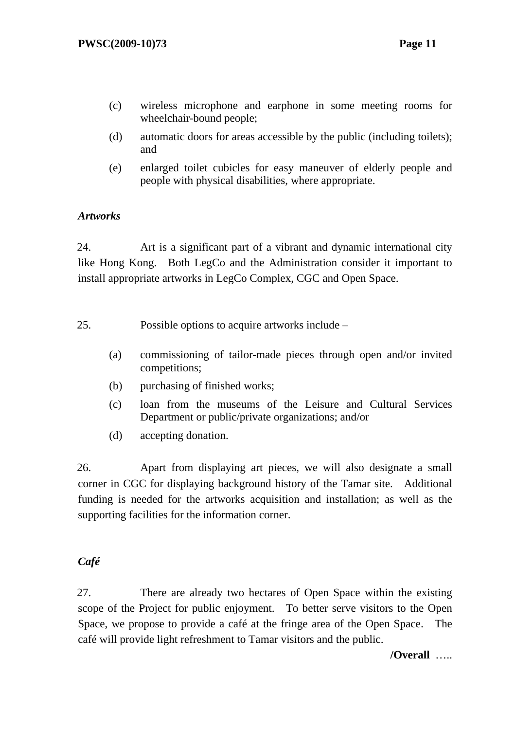(c) wireless microphone and earphone in some meeting rooms for wheelchair-bound people;

(d) automatic doors for areas accessible by the public (including toilets); and

(e) enlarged toilet cubicles for easy maneuver of elderly people and people with physical disabilities, where appropriate.

***Artworks***

24. Art is a significant part of a vibrant and dynamic international city like Hong Kong. Both LegCo and the Administration consider it important to install appropriate artworks in LegCo Complex, CGC and Open Space.

25. Possible options to acquire artworks include –

(a) commissioning of tailor-made pieces through open and/or invited competitions;

(b) purchasing of finished works;

(c) loan from the museums of the Leisure and Cultural Services Department or public/private organizations; and/or

(d) accepting donation.

26. Apart from displaying art pieces, we will also designate a small corner in CGC for displaying background history of the Tamar site. Additional funding is needed for the artworks acquisition and installation; as well as the supporting facilities for the information corner.

***Café***

27. There are already two hectares of Open Space within the existing scope of the Project for public enjoyment. To better serve visitors to the Open Space, we propose to provide a café at the fringe area of the Open Space. The café will provide light refreshment to Tamar visitors and the public.

**/Overall** …..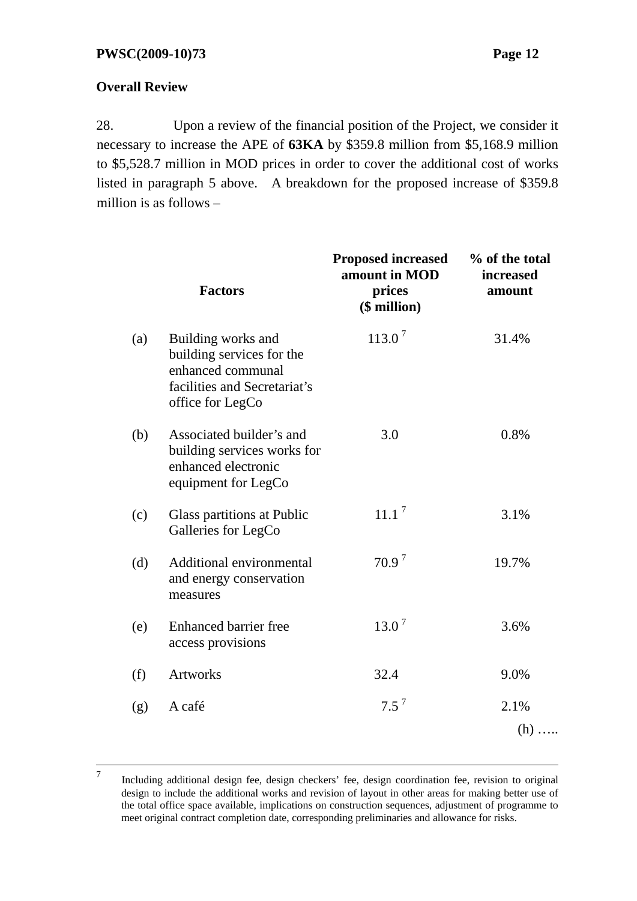**Overall Review**

28. Upon a review of the financial position of the Project, we consider it necessary to increase the APE of **63KA** by $359.8 million from $5,168.9 million to $5,528.7 million in MOD prices in order to cover the additional cost of works listed in paragraph 5 above. A breakdown for the proposed increase of $359.8 million is as follows –

| | Factors | Proposed increased amount in MOD prices ($ million) | % of the total increased amount |
|---|---|---|---|
| (a) | Building works and building services for the enhanced communal facilities and Secretariat's office for LegCo | 113.0 [7] | 31.4% |
| (b) | Associated builder's and building services works for enhanced electronic equipment for LegCo | 3.0 | 0.8% |
| (c) | Glass partitions at Public Galleries for LegCo | 11.1 [7] | 3.1% |
| (d) | Additional environmental and energy conservation measures | 70.9 [7] | 19.7% |
| (e) | Enhanced barrier free access provisions | 13.0 [7] | 3.6% |
| (f) | Artworks | 32.4 | 9.0% |
| (g) | A café | 7.5 [7] | 2.1% |

(h) …..

---

7 Including additional design fee, design checkers' fee, design coordination fee, revision to original design to include the additional works and revision of layout in other areas for making better use of the total office space available, implications on construction sequences, adjustment of programme to meet original contract completion date, corresponding preliminaries and allowance for risks.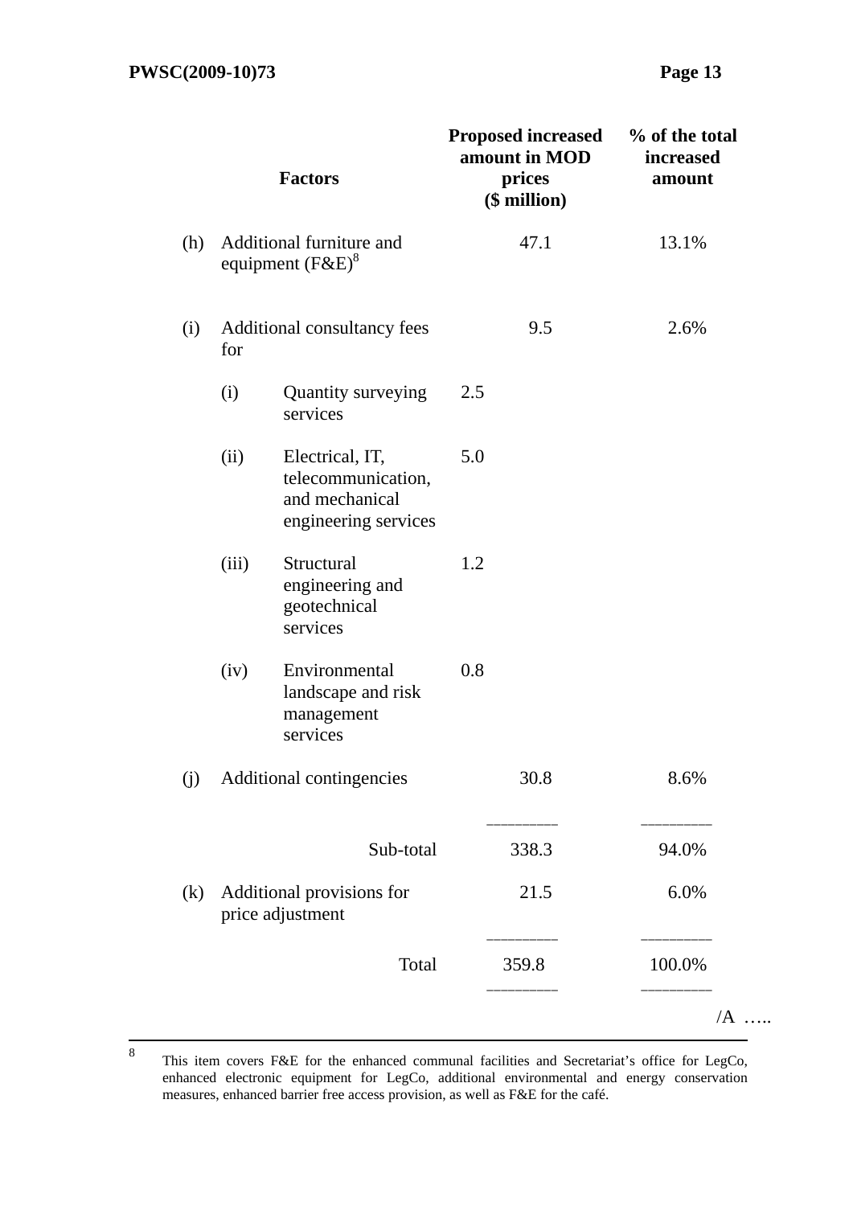| | Factors | | Proposed increased amount in MOD prices ($ million) | % of the total increased amount |
|---|---|---|---|---|
| (h) | Additional furniture and equipment (F&E)[8] | | 47.1 | 13.1% |
| (i) | Additional consultancy fees for | | 9.5 | 2.6% |
| | (i) Quantity surveying services | 2.5 | | |
| | (ii) Electrical, IT, telecommunication, and mechanical engineering services | 5.0 | | |
| | (iii) Structural engineering and geotechnical services | 1.2 | | |
| | (iv) Environmental landscape and risk management services | 0.8 | | |
| (j) | Additional contingencies | | 30.8 | 8.6% |
| | Sub-total | | 338.3 | 94.0% |
| (k) | Additional provisions for price adjustment | | 21.5 | 6.0% |
| | Total | | 359.8 | 100.0% |

/A …..

---

[8] This item covers F&E for the enhanced communal facilities and Secretariat's office for LegCo, enhanced electronic equipment for LegCo, additional environmental and energy conservation measures, enhanced barrier free access provision, as well as F&E for the café.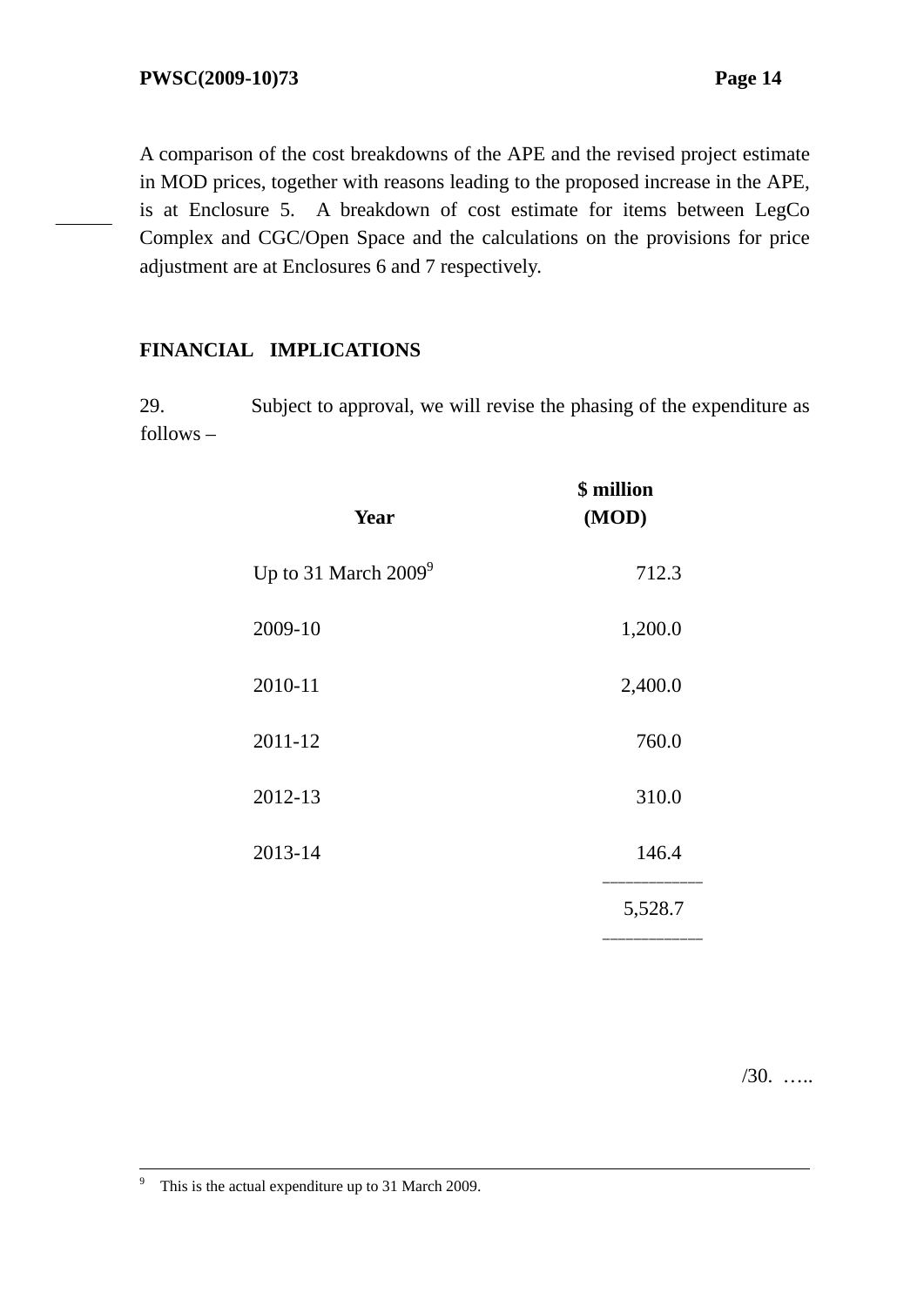A comparison of the cost breakdowns of the APE and the revised project estimate in MOD prices, together with reasons leading to the proposed increase in the APE, is at Enclosure 5. A breakdown of cost estimate for items between LegCo Complex and CGC/Open Space and the calculations on the provisions for price adjustment are at Enclosures 6 and 7 respectively.

## FINANCIAL IMPLICATIONS

29. Subject to approval, we will revise the phasing of the expenditure as follows –

| Year | $ million (MOD) |
|---|---|
| Up to 31 March 2009[9] | 712.3 |
| 2009-10 | 1,200.0 |
| 2010-11 | 2,400.0 |
| 2011-12 | 760.0 |
| 2012-13 | 310.0 |
| 2013-14 | 146.4 |
| | 5,528.7 |

/30. …..

---

[9] This is the actual expenditure up to 31 March 2009.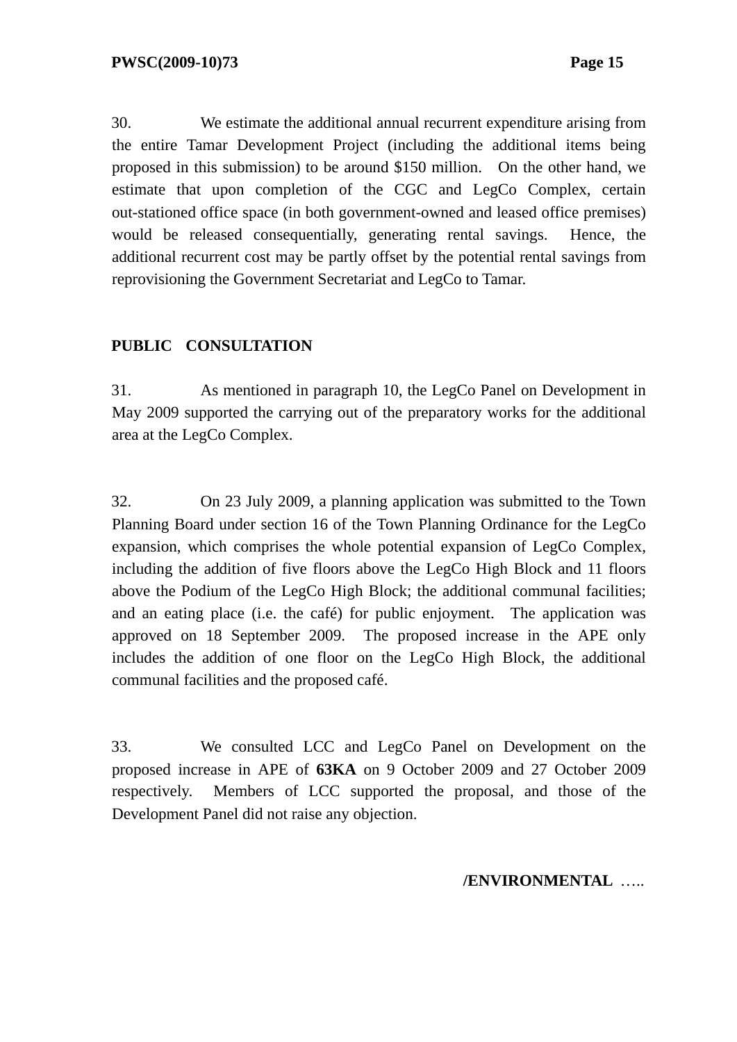30. We estimate the additional annual recurrent expenditure arising from the entire Tamar Development Project (including the additional items being proposed in this submission) to be around $150 million. On the other hand, we estimate that upon completion of the CGC and LegCo Complex, certain out-stationed office space (in both government-owned and leased office premises) would be released consequentially, generating rental savings. Hence, the additional recurrent cost may be partly offset by the potential rental savings from reprovisioning the Government Secretariat and LegCo to Tamar.

## PUBLIC CONSULTATION

31. As mentioned in paragraph 10, the LegCo Panel on Development in May 2009 supported the carrying out of the preparatory works for the additional area at the LegCo Complex.

32. On 23 July 2009, a planning application was submitted to the Town Planning Board under section 16 of the Town Planning Ordinance for the LegCo expansion, which comprises the whole potential expansion of LegCo Complex, including the addition of five floors above the LegCo High Block and 11 floors above the Podium of the LegCo High Block; the additional communal facilities; and an eating place (i.e. the café) for public enjoyment. The application was approved on 18 September 2009. The proposed increase in the APE only includes the addition of one floor on the LegCo High Block, the additional communal facilities and the proposed café.

33. We consulted LCC and LegCo Panel on Development on the proposed increase in APE of **63KA** on 9 October 2009 and 27 October 2009 respectively. Members of LCC supported the proposal, and those of the Development Panel did not raise any objection.

**/ENVIRONMENTAL** …..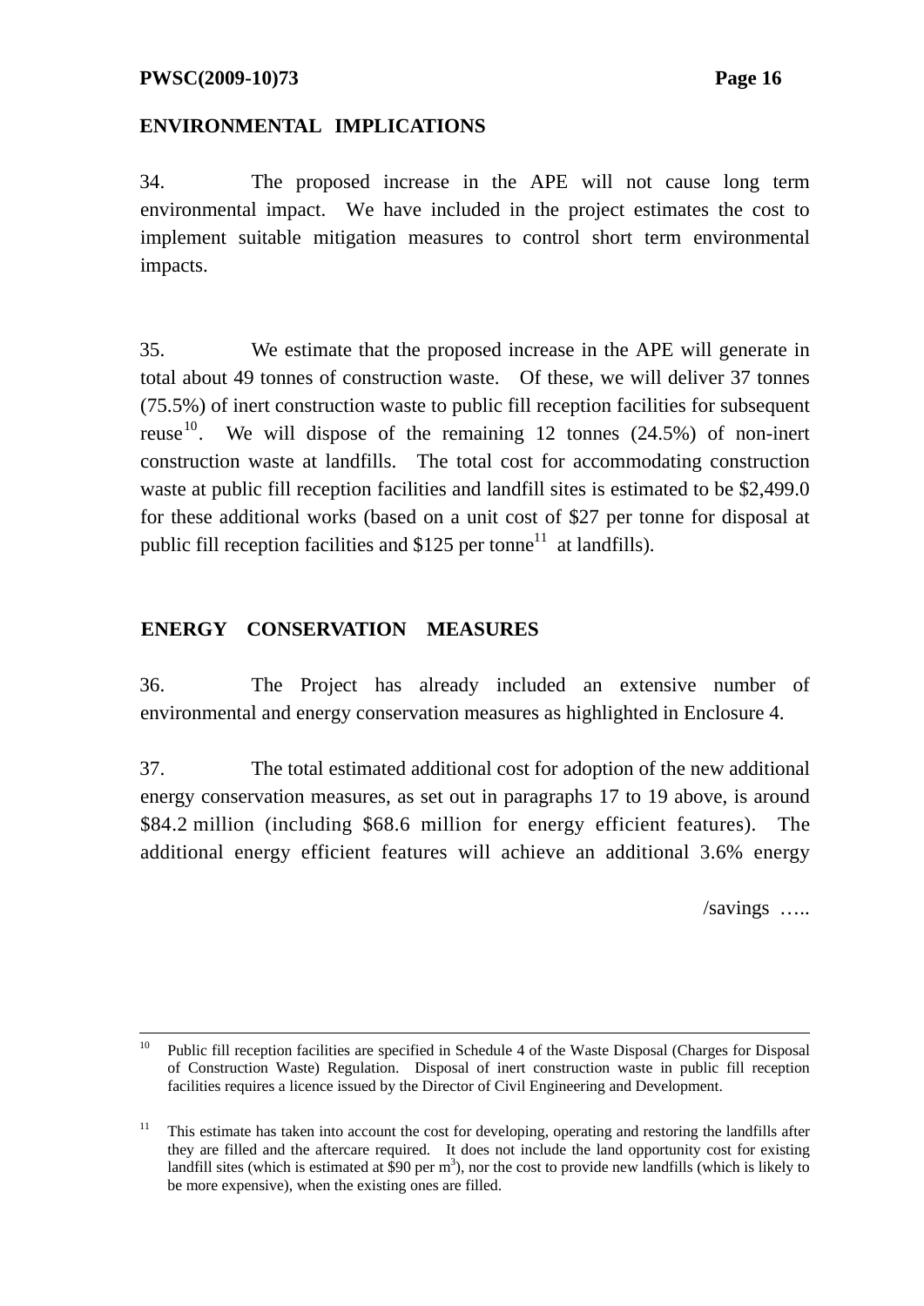## ENVIRONMENTAL IMPLICATIONS

34. The proposed increase in the APE will not cause long term environmental impact. We have included in the project estimates the cost to implement suitable mitigation measures to control short term environmental impacts.

35. We estimate that the proposed increase in the APE will generate in total about 49 tonnes of construction waste. Of these, we will deliver 37 tonnes (75.5%) of inert construction waste to public fill reception facilities for subsequent reuse[10]. We will dispose of the remaining 12 tonnes (24.5%) of non-inert construction waste at landfills. The total cost for accommodating construction waste at public fill reception facilities and landfill sites is estimated to be $2,499.0 for these additional works (based on a unit cost of $27 per tonne for disposal at public fill reception facilities and $125 per tonne[11] at landfills).

## ENERGY CONSERVATION MEASURES

36. The Project has already included an extensive number of environmental and energy conservation measures as highlighted in Enclosure 4.

37. The total estimated additional cost for adoption of the new additional energy conservation measures, as set out in paragraphs 17 to 19 above, is around $84.2 million (including $68.6 million for energy efficient features). The additional energy efficient features will achieve an additional 3.6% energy

/savings …..

---

[10] Public fill reception facilities are specified in Schedule 4 of the Waste Disposal (Charges for Disposal of Construction Waste) Regulation. Disposal of inert construction waste in public fill reception facilities requires a licence issued by the Director of Civil Engineering and Development.

[11] This estimate has taken into account the cost for developing, operating and restoring the landfills after they are filled and the aftercare required. It does not include the land opportunity cost for existing landfill sites (which is estimated at $90 per $m^3$), nor the cost to provide new landfills (which is likely to be more expensive), when the existing ones are filled.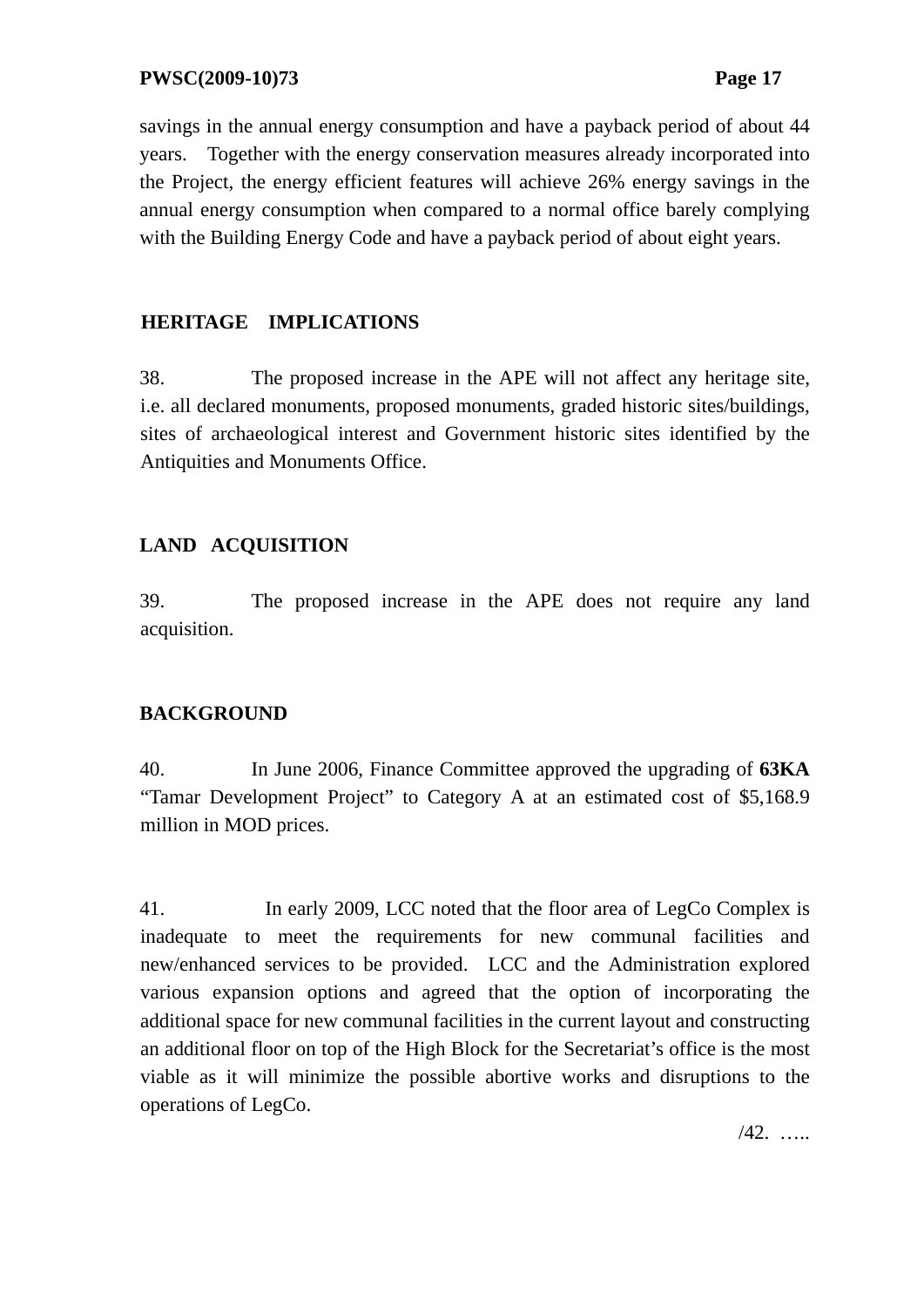savings in the annual energy consumption and have a payback period of about 44 years. Together with the energy conservation measures already incorporated into the Project, the energy efficient features will achieve 26% energy savings in the annual energy consumption when compared to a normal office barely complying with the Building Energy Code and have a payback period of about eight years.

## HERITAGE IMPLICATIONS

38. The proposed increase in the APE will not affect any heritage site, i.e. all declared monuments, proposed monuments, graded historic sites/buildings, sites of archaeological interest and Government historic sites identified by the Antiquities and Monuments Office.

## LAND ACQUISITION

39. The proposed increase in the APE does not require any land acquisition.

## BACKGROUND

40. In June 2006, Finance Committee approved the upgrading of **63KA** "Tamar Development Project" to Category A at an estimated cost of $5,168.9 million in MOD prices.

41. In early 2009, LCC noted that the floor area of LegCo Complex is inadequate to meet the requirements for new communal facilities and new/enhanced services to be provided. LCC and the Administration explored various expansion options and agreed that the option of incorporating the additional space for new communal facilities in the current layout and constructing an additional floor on top of the High Block for the Secretariat's office is the most viable as it will minimize the possible abortive works and disruptions to the operations of LegCo.

/42. …..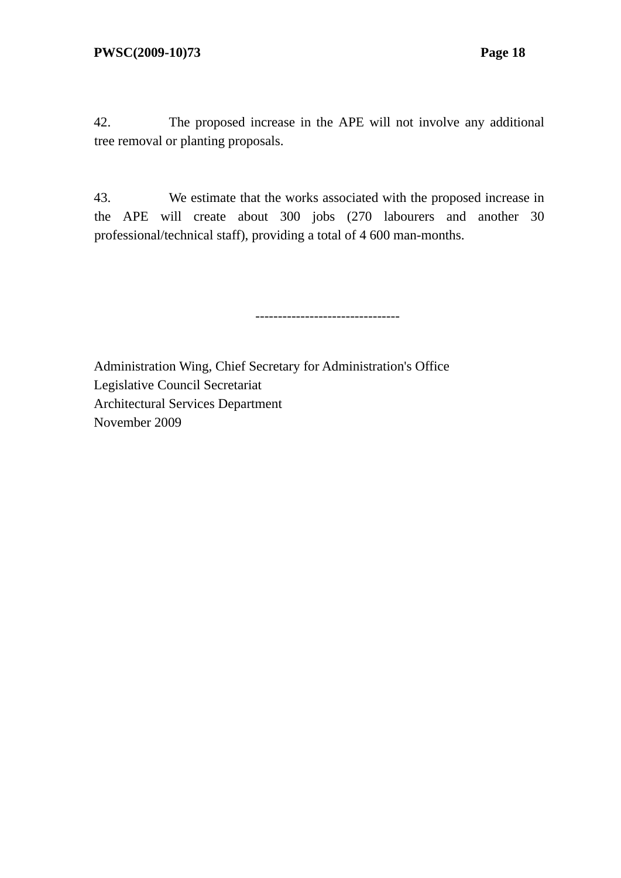42. The proposed increase in the APE will not involve any additional tree removal or planting proposals.

43. We estimate that the works associated with the proposed increase in the APE will create about 300 jobs (270 labourers and another 30 professional/technical staff), providing a total of 4 600 man-months.

--------------------------------

Administration Wing, Chief Secretary for Administration's Office  
Legislative Council Secretariat  
Architectural Services Department  
November 2009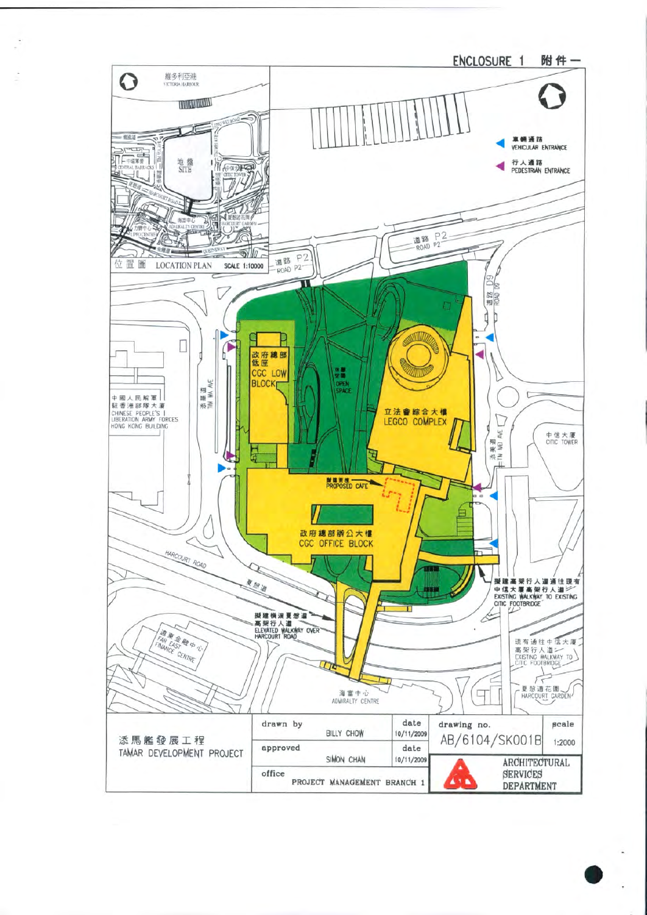ENCLOSURE 1 附件一

維多利亞港
VICTORIA HARBOUR

地盤
SITE

位置圖 LOCATION PLAN SCALE 1:10000

車輛通路
VEHICULAR ENTRANCE

行人通路
PEDESTRIAN ENTRANCE

道路 P2
ROAD P2

道路 D9
ROAD D9

添華道
TIM WA AVE

添美道
TIM MEI AVE

中國人民解放軍駐香港部隊大廈
CHINESE PEOPLE'S LIBERATION ARMY FORCES HONG KONG BUILDING

政府總部低座
CGC LOW BLOCK

休憩空間
OPEN SPACE

立法會綜合大樓
LEGCO COMPLEX

中信大廈
CITIC TOWER

擬建茶座
PROPOSED CAFE

政府總部辦公大樓
CGC OFFICE BLOCK

HARCOURT ROAD
夏慤道

擬建高架行人道通往現有中信大廈高架行人道
EXISTING WALKWAY TO EXISTING CITIC FOOTBRIDGE

擬建橫演夏慤道高架行人道
ELEVATED WALKWAY OVER HARCOURT ROAD

遠東金融中心
FAR EAST FINANCE CENTRE

現有通往中信大廈高架行人道
EXISTING WALKWAY TO CITIC FOOTBRIDGE

海富中心
ADMIRALTY CENTRE

夏慤道花園
HARCOURT GARDEN

| 添馬艦發展工程 TAMAR DEVELOPMENT PROJECT | drawn by: BILLY CHOW | date: 10/11/2009 | drawing no.: AB/6104/SK001B | scale: 1:2000 |
|---|---|---|---|---|
| | approved: SIMON CHAN | date: 10/11/2009 | ARCHITECTURAL SERVICES DEPARTMENT | |
| | office: PROJECT MANAGEMENT BRANCH 1 | | | |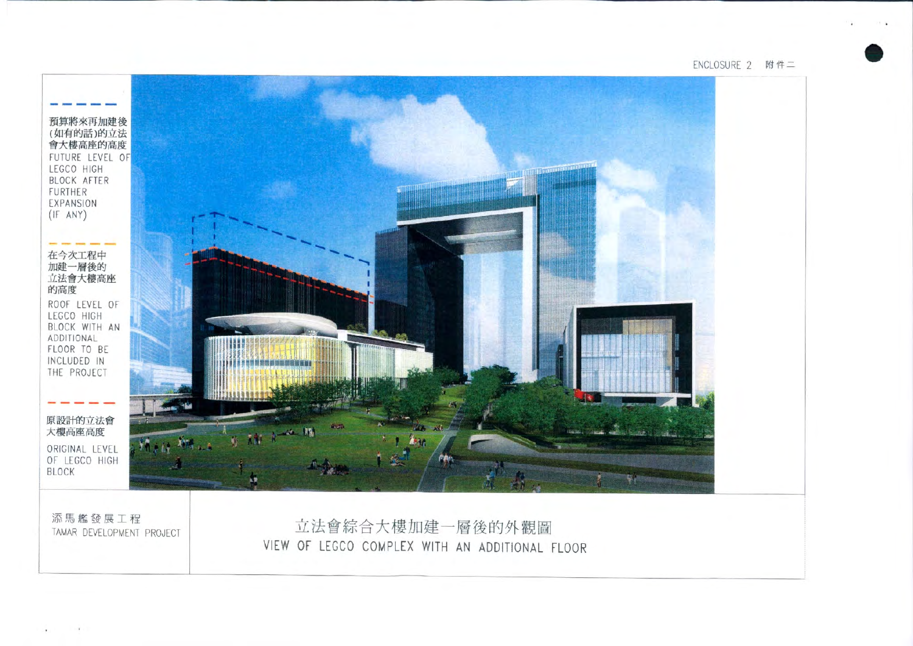ENCLOSURE 2 附件二

預算將來再加建後(如有的話)的立法會大樓高座的高度

FUTURE LEVEL OF LEGCO HIGH BLOCK AFTER FURTHER EXPANSION (IF ANY)

在今次工程中加建一層後的立法會大樓高座的高度

ROOF LEVEL OF LEGCO HIGH BLOCK WITH AN ADDITIONAL FLOOR TO BE INCLUDED IN THE PROJECT

原設計的立法會大樓高座高度

ORIGINAL LEVEL OF LEGCO HIGH BLOCK

添馬艦發展工程

TAMAR DEVELOPMENT PROJECT

立法會綜合大樓加建一層後的外觀圖

VIEW OF LEGCO COMPLEX WITH AN ADDITIONAL FLOOR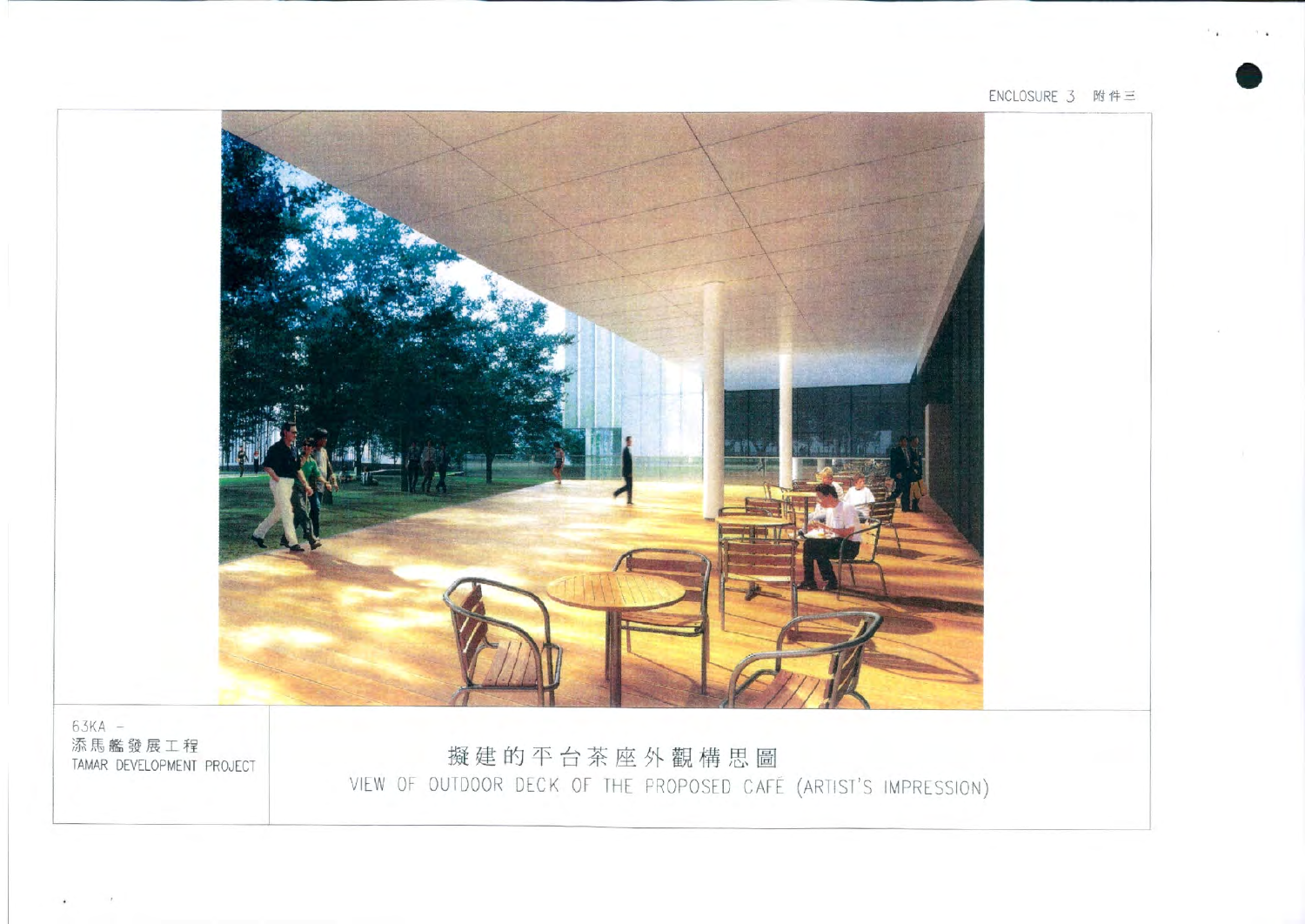ENCLOSURE 3 附件三

63KA –
添馬艦發展工程
TAMAR DEVELOPMENT PROJECT

擬建的平台茶座外觀構思圖
VIEW OF OUTDOOR DECK OF THE PROPOSED CAFÉ (ARTIST'S IMPRESSION)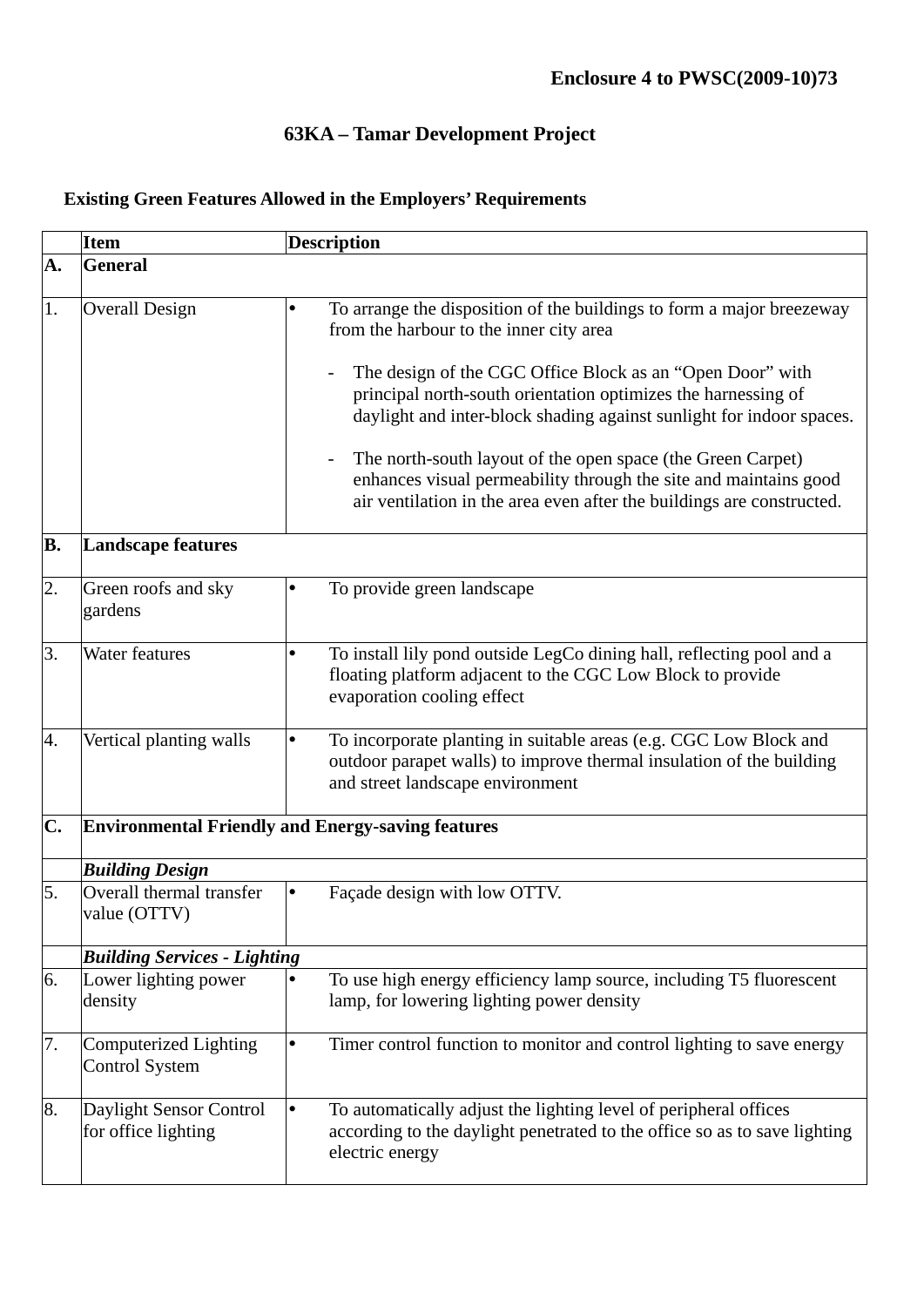**Enclosure 4 to PWSC(2009-10)73**

# 63KA – Tamar Development Project

**Existing Green Features Allowed in the Employers' Requirements**

| | **Item** | **Description** |
|---|---|---|
| **A.** | **General** | |
| 1. | Overall Design | • To arrange the disposition of the buildings to form a major breezeway from the harbour to the inner city area<br><br>- The design of the CGC Office Block as an "Open Door" with principal north-south orientation optimizes the harnessing of daylight and inter-block shading against sunlight for indoor spaces.<br><br>- The north-south layout of the open space (the Green Carpet) enhances visual permeability through the site and maintains good air ventilation in the area even after the buildings are constructed. |
| **B.** | **Landscape features** | |
| 2. | Green roofs and sky gardens | • To provide green landscape |
| 3. | Water features | • To install lily pond outside LegCo dining hall, reflecting pool and a floating platform adjacent to the CGC Low Block to provide evaporation cooling effect |
| 4. | Vertical planting walls | • To incorporate planting in suitable areas (e.g. CGC Low Block and outdoor parapet walls) to improve thermal insulation of the building and street landscape environment |
| **C.** | **Environmental Friendly and Energy-saving features** | |
| | ***Building Design*** | |
| 5. | Overall thermal transfer value (OTTV) | • Façade design with low OTTV. |
| | ***Building Services - Lighting*** | |
| 6. | Lower lighting power density | • To use high energy efficiency lamp source, including T5 fluorescent lamp, for lowering lighting power density |
| 7. | Computerized Lighting Control System | • Timer control function to monitor and control lighting to save energy |
| 8. | Daylight Sensor Control for office lighting | • To automatically adjust the lighting level of peripheral offices according to the daylight penetrated to the office so as to save lighting electric energy |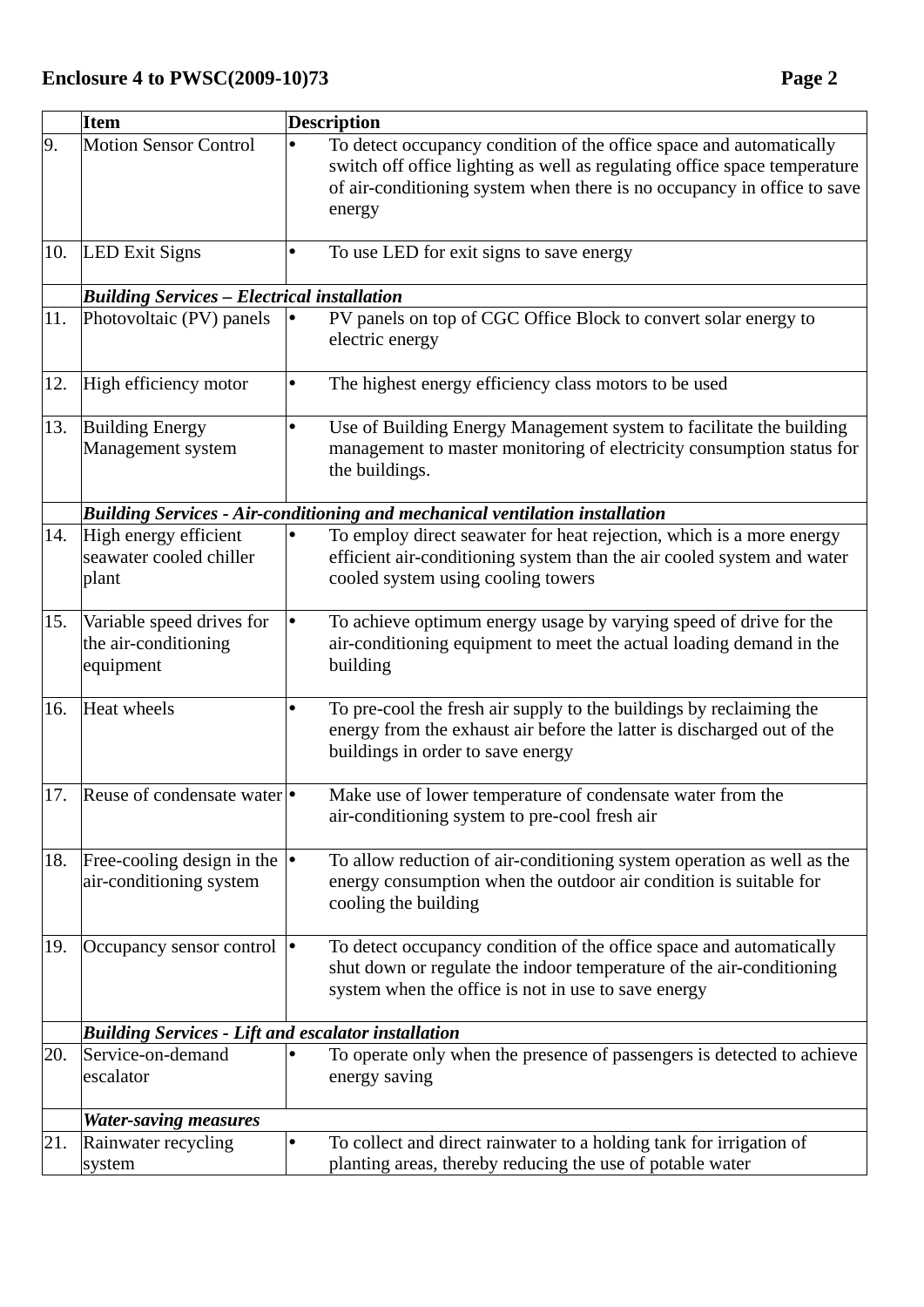**Enclosure 4 to PWSC(2009-10)73**

| | Item | Description |
|---|---|---|
| 9. | Motion Sensor Control | • To detect occupancy condition of the office space and automatically switch off office lighting as well as regulating office space temperature of air-conditioning system when there is no occupancy in office to save energy |
| 10. | LED Exit Signs | • To use LED for exit signs to save energy |
| | ***Building Services – Electrical installation*** | |
| 11. | Photovoltaic (PV) panels | • PV panels on top of CGC Office Block to convert solar energy to electric energy |
| 12. | High efficiency motor | • The highest energy efficiency class motors to be used |
| 13. | Building Energy Management system | • Use of Building Energy Management system to facilitate the building management to master monitoring of electricity consumption status for the buildings. |
| | ***Building Services - Air-conditioning and mechanical ventilation installation*** | |
| 14. | High energy efficient seawater cooled chiller plant | • To employ direct seawater for heat rejection, which is a more energy efficient air-conditioning system than the air cooled system and water cooled system using cooling towers |
| 15. | Variable speed drives for the air-conditioning equipment | • To achieve optimum energy usage by varying speed of drive for the air-conditioning equipment to meet the actual loading demand in the building |
| 16. | Heat wheels | • To pre-cool the fresh air supply to the buildings by reclaiming the energy from the exhaust air before the latter is discharged out of the buildings in order to save energy |
| 17. | Reuse of condensate water | • Make use of lower temperature of condensate water from the air-conditioning system to pre-cool fresh air |
| 18. | Free-cooling design in the air-conditioning system | • To allow reduction of air-conditioning system operation as well as the energy consumption when the outdoor air condition is suitable for cooling the building |
| 19. | Occupancy sensor control | • To detect occupancy condition of the office space and automatically shut down or regulate the indoor temperature of the air-conditioning system when the office is not in use to save energy |
| | ***Building Services - Lift and escalator installation*** | |
| 20. | Service-on-demand escalator | • To operate only when the presence of passengers is detected to achieve energy saving |
| | ***Water-saving measures*** | |
| 21. | Rainwater recycling system | • To collect and direct rainwater to a holding tank for irrigation of planting areas, thereby reducing the use of potable water |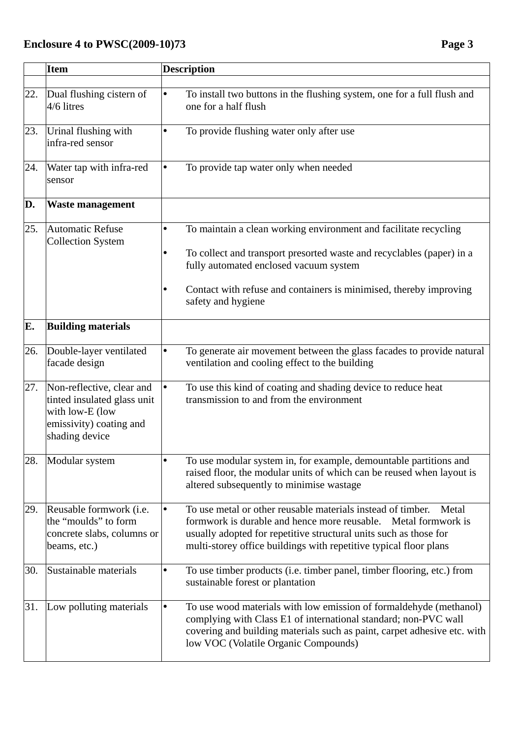|  | Item | Description |
|---|---|---|
|  |  |  |
| 22. | Dual flushing cistern of 4/6 litres | • To install two buttons in the flushing system, one for a full flush and one for a half flush |
| 23. | Urinal flushing with infra-red sensor | • To provide flushing water only after use |
| 24. | Water tap with infra-red sensor | • To provide tap water only when needed |
| **D.** | **Waste management** |  |
| 25. | Automatic Refuse Collection System | • To maintain a clean working environment and facilitate recycling<br>• To collect and transport presorted waste and recyclables (paper) in a fully automated enclosed vacuum system<br>• Contact with refuse and containers is minimised, thereby improving safety and hygiene |
| **E.** | **Building materials** |  |
| 26. | Double-layer ventilated facade design | • To generate air movement between the glass facades to provide natural ventilation and cooling effect to the building |
| 27. | Non-reflective, clear and tinted insulated glass unit with low-E (low emissivity) coating and shading device | • To use this kind of coating and shading device to reduce heat transmission to and from the environment |
| 28. | Modular system | • To use modular system in, for example, demountable partitions and raised floor, the modular units of which can be reused when layout is altered subsequently to minimise wastage |
| 29. | Reusable formwork (i.e. the "moulds" to form concrete slabs, columns or beams, etc.) | • To use metal or other reusable materials instead of timber. Metal formwork is durable and hence more reusable. Metal formwork is usually adopted for repetitive structural units such as those for multi-storey office buildings with repetitive typical floor plans |
| 30. | Sustainable materials | • To use timber products (i.e. timber panel, timber flooring, etc.) from sustainable forest or plantation |
| 31. | Low polluting materials | • To use wood materials with low emission of formaldehyde (methanol) complying with Class E1 of international standard; non-PVC wall covering and building materials such as paint, carpet adhesive etc. with low VOC (Volatile Organic Compounds) |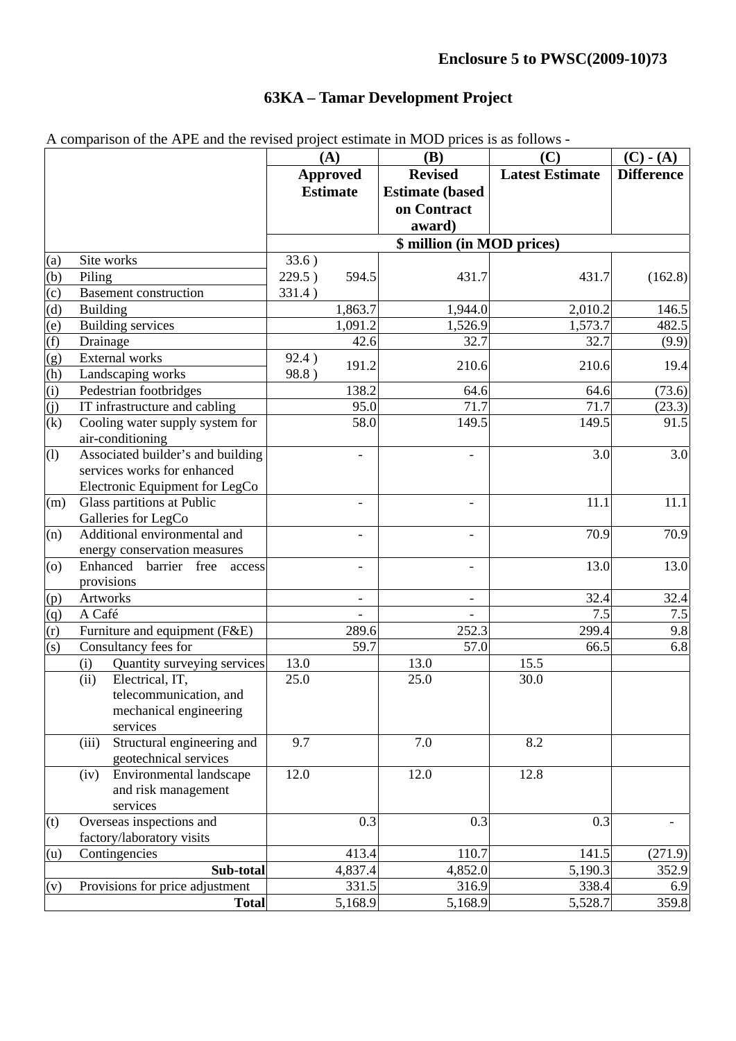**Enclosure 5 to PWSC(2009-10)73**

# 63KA – Tamar Development Project

A comparison of the APE and the revised project estimate in MOD prices is as follows -

| | | (A) Approved Estimate | | (B) Revised Estimate (based on Contract award) | | (C) Latest Estimate | | (C) - (A) Difference |
|---|---|---|---|---|---|---|---|---|
| | | $ million (in MOD prices) | | | | | | |
| (a) | Site works | 33.6 ) | | | | | | |
| (b) | Piling | 229.5 ) | 594.5 | | 431.7 | | 431.7 | (162.8) |
| (c) | Basement construction | 331.4 ) | | | | | | |
| (d) | Building | | 1,863.7 | | 1,944.0 | | 2,010.2 | 146.5 |
| (e) | Building services | | 1,091.2 | | 1,526.9 | | 1,573.7 | 482.5 |
| (f) | Drainage | | 42.6 | | 32.7 | | 32.7 | (9.9) |
| (g) | External works | 92.4 ) | 191.2 | | 210.6 | | 210.6 | 19.4 |
| (h) | Landscaping works | 98.8 ) | | | | | | |
| (i) | Pedestrian footbridges | | 138.2 | | 64.6 | | 64.6 | (73.6) |
| (j) | IT infrastructure and cabling | | 95.0 | | 71.7 | | 71.7 | (23.3) |
| (k) | Cooling water supply system for air-conditioning | | 58.0 | | 149.5 | | 149.5 | 91.5 |
| (l) | Associated builder's and building services works for enhanced Electronic Equipment for LegCo | | - | | - | | 3.0 | 3.0 |
| (m) | Glass partitions at Public Galleries for LegCo | | - | | - | | 11.1 | 11.1 |
| (n) | Additional environmental and energy conservation measures | | - | | - | | 70.9 | 70.9 |
| (o) | Enhanced barrier free access provisions | | - | | - | | 13.0 | 13.0 |
| (p) | Artworks | | - | | - | | 32.4 | 32.4 |
| (q) | A Café | | - | | - | | 7.5 | 7.5 |
| (r) | Furniture and equipment (F&E) | | 289.6 | | 252.3 | | 299.4 | 9.8 |
| (s) | Consultancy fees for | | 59.7 | | 57.0 | | 66.5 | 6.8 |
| | (i) Quantity surveying services | 13.0 | | 13.0 | | 15.5 | | |
| | (ii) Electrical, IT, telecommunication, and mechanical engineering services | 25.0 | | 25.0 | | 30.0 | | |
| | (iii) Structural engineering and geotechnical services | 9.7 | | 7.0 | | 8.2 | | |
| | (iv) Environmental landscape and risk management services | 12.0 | | 12.0 | | 12.8 | | |
| (t) | Overseas inspections and factory/laboratory visits | | 0.3 | | 0.3 | | 0.3 | - |
| (u) | Contingencies | | 413.4 | | 110.7 | | 141.5 | (271.9) |
| | **Sub-total** | | 4,837.4 | | 4,852.0 | | 5,190.3 | 352.9 |
| (v) | Provisions for price adjustment | | 331.5 | | 316.9 | | 338.4 | 6.9 |
| | **Total** | | 5,168.9 | | 5,168.9 | | 5,528.7 | 359.8 |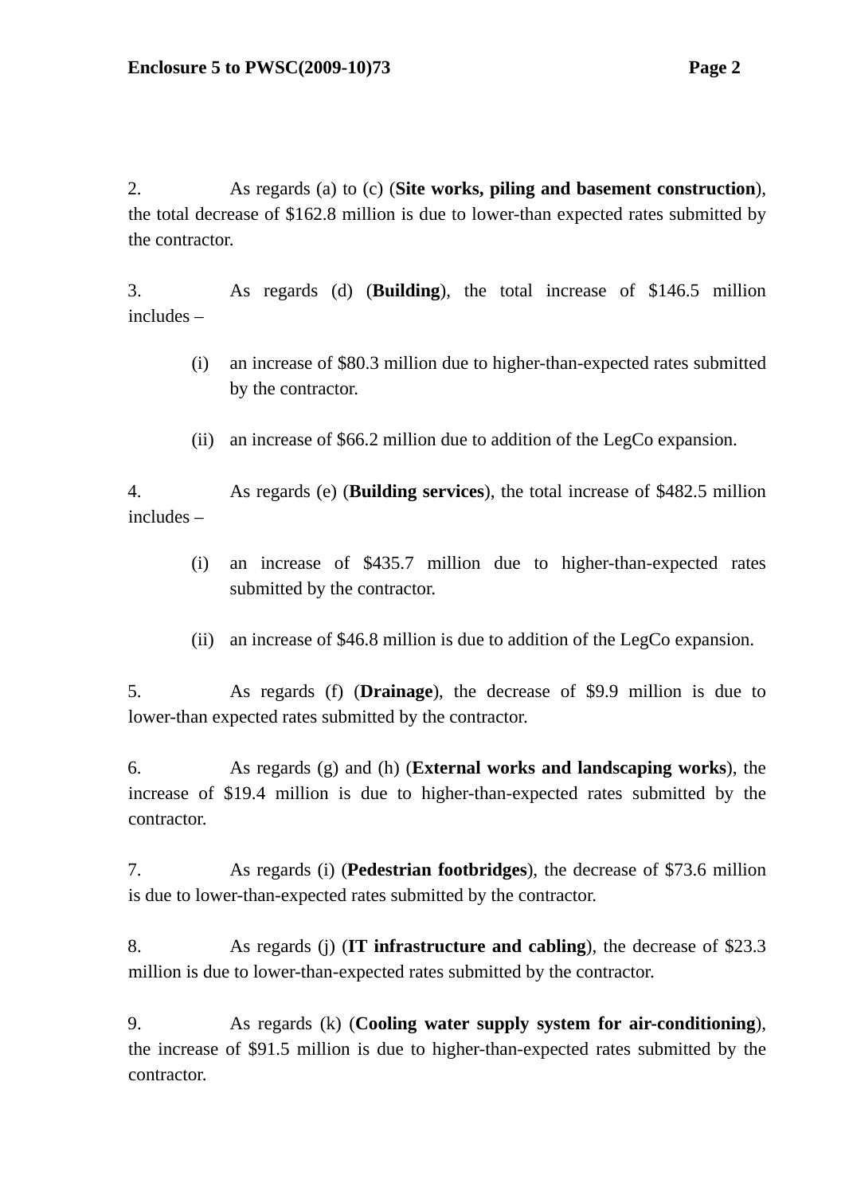2. As regards (a) to (c) (**Site works, piling and basement construction**), the total decrease of $162.8 million is due to lower-than expected rates submitted by the contractor.

3. As regards (d) (**Building**), the total increase of $146.5 million includes –

(i) an increase of $80.3 million due to higher-than-expected rates submitted by the contractor.

(ii) an increase of $66.2 million due to addition of the LegCo expansion.

4. As regards (e) (**Building services**), the total increase of $482.5 million includes –

(i) an increase of $435.7 million due to higher-than-expected rates submitted by the contractor.

(ii) an increase of $46.8 million is due to addition of the LegCo expansion.

5. As regards (f) (**Drainage**), the decrease of $9.9 million is due to lower-than expected rates submitted by the contractor.

6. As regards (g) and (h) (**External works and landscaping works**), the increase of $19.4 million is due to higher-than-expected rates submitted by the contractor.

7. As regards (i) (**Pedestrian footbridges**), the decrease of $73.6 million is due to lower-than-expected rates submitted by the contractor.

8. As regards (j) (**IT infrastructure and cabling**), the decrease of $23.3 million is due to lower-than-expected rates submitted by the contractor.

9. As regards (k) (**Cooling water supply system for air-conditioning**), the increase of $91.5 million is due to higher-than-expected rates submitted by the contractor.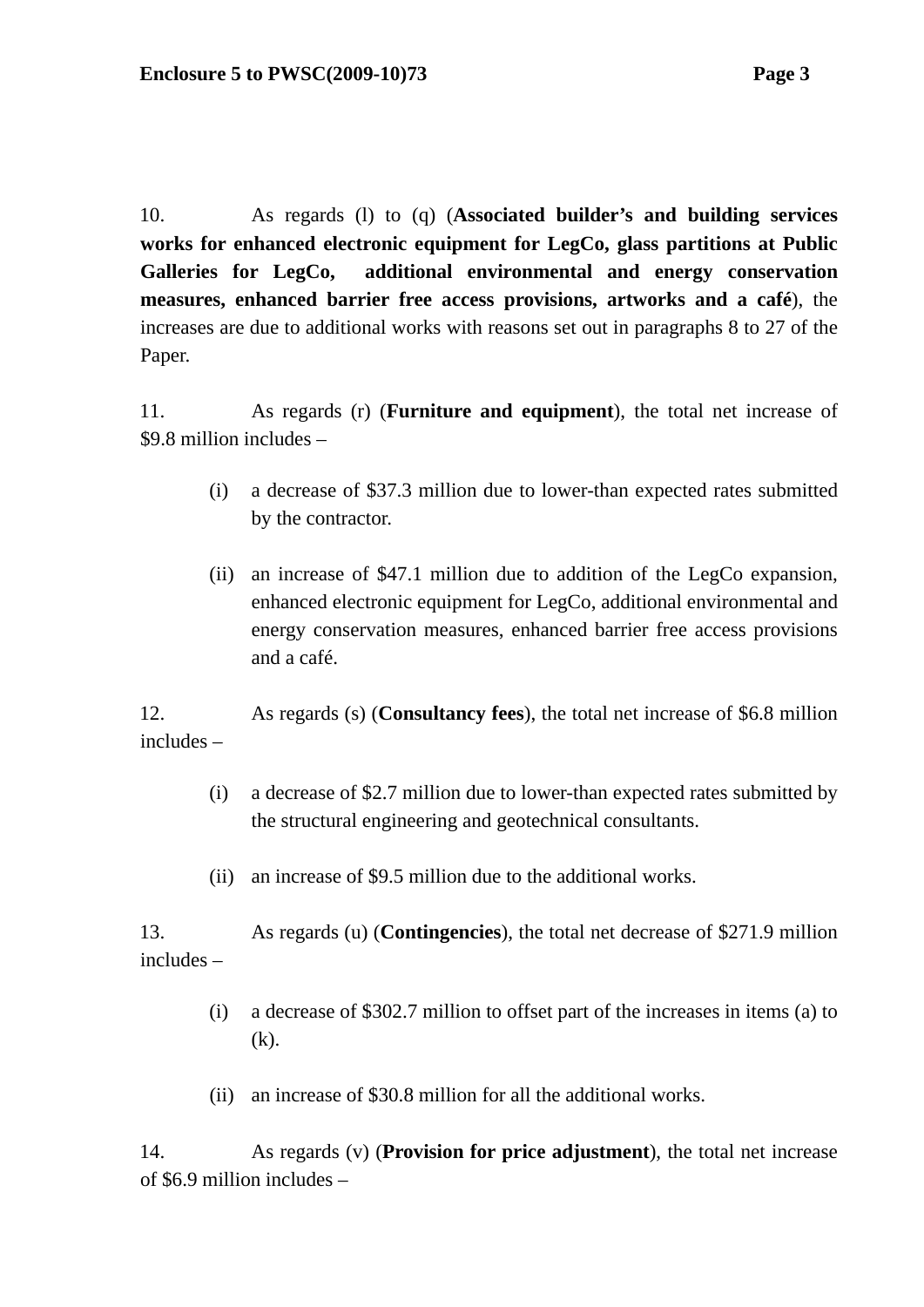10. As regards (l) to (q) (**Associated builder's and building services works for enhanced electronic equipment for LegCo, glass partitions at Public Galleries for LegCo, additional environmental and energy conservation measures, enhanced barrier free access provisions, artworks and a café**), the increases are due to additional works with reasons set out in paragraphs 8 to 27 of the Paper.

11. As regards (r) (**Furniture and equipment**), the total net increase of $9.8 million includes –

- (i) a decrease of $37.3 million due to lower-than expected rates submitted by the contractor.

- (ii) an increase of $47.1 million due to addition of the LegCo expansion, enhanced electronic equipment for LegCo, additional environmental and energy conservation measures, enhanced barrier free access provisions and a café.

12. As regards (s) (**Consultancy fees**), the total net increase of $6.8 million includes –

- (i) a decrease of $2.7 million due to lower-than expected rates submitted by the structural engineering and geotechnical consultants.

- (ii) an increase of $9.5 million due to the additional works.

13. As regards (u) (**Contingencies**), the total net decrease of $271.9 million includes –

- (i) a decrease of $302.7 million to offset part of the increases in items (a) to (k).

- (ii) an increase of $30.8 million for all the additional works.

14. As regards (v) (**Provision for price adjustment**), the total net increase of $6.9 million includes –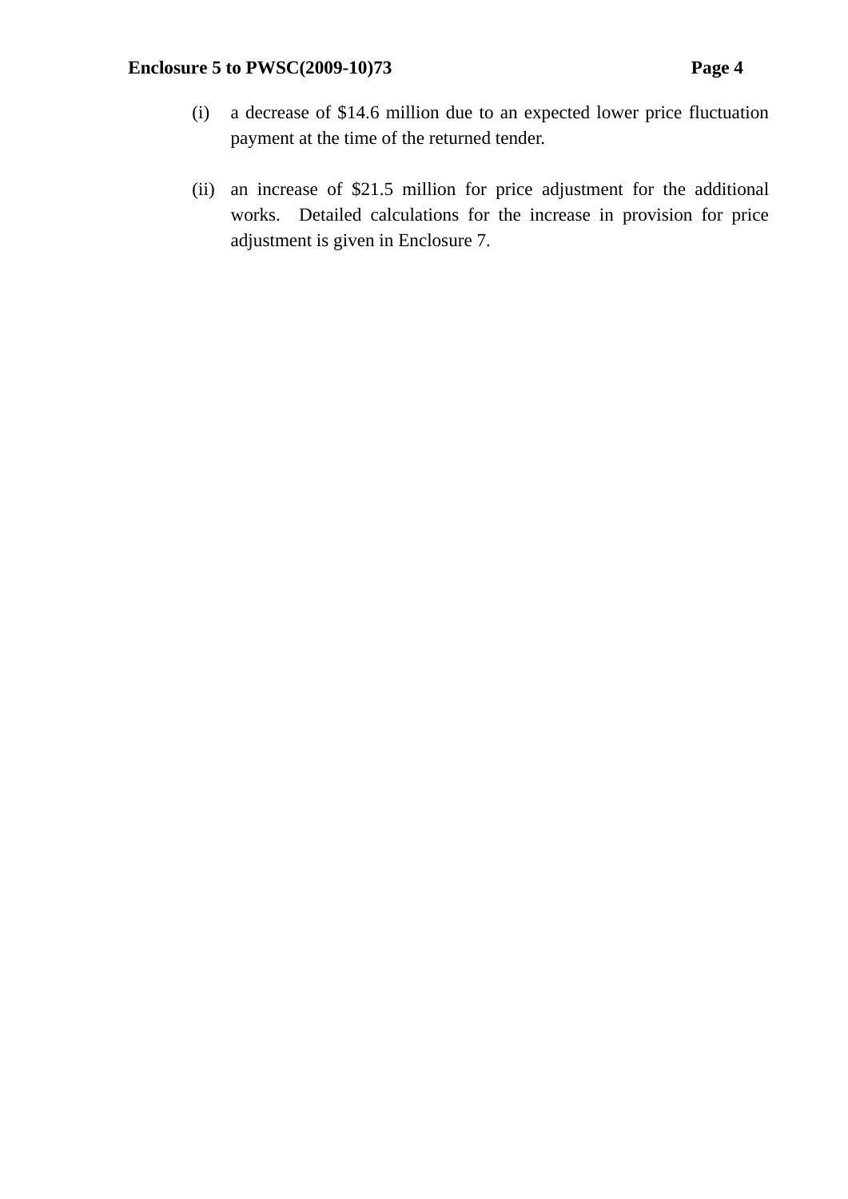(i) a decrease of $14.6 million due to an expected lower price fluctuation payment at the time of the returned tender.

(ii) an increase of $21.5 million for price adjustment for the additional works. Detailed calculations for the increase in provision for price adjustment is given in Enclosure 7.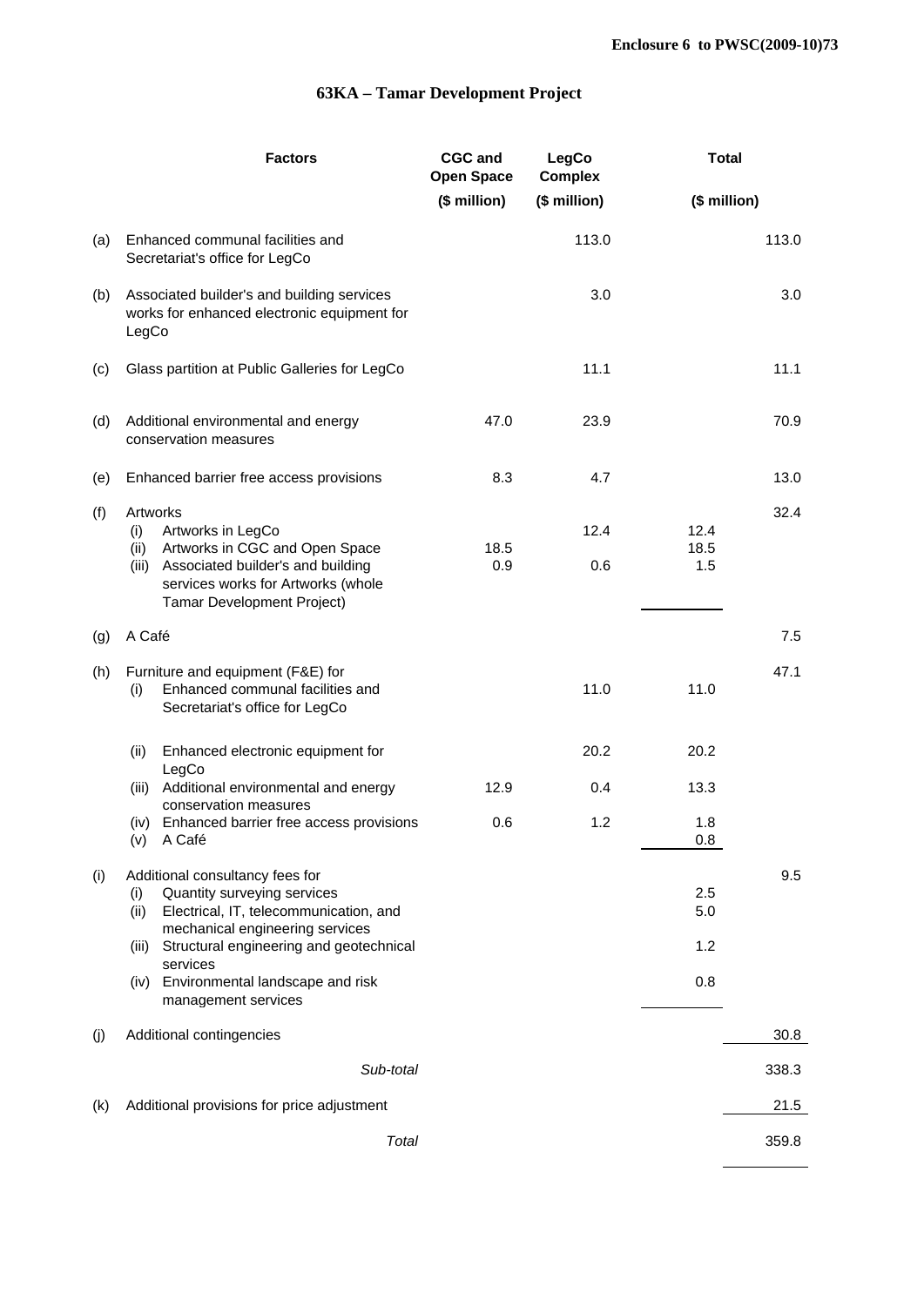Enclosure 6 to PWSC(2009-10)73

# 63KA – Tamar Development Project

| | Factors | CGC and Open Space | LegCo Complex | Total | |
|---|---|---|---|---|---|
| | | ($ million) | ($ million) | ($ million) | |
| (a) | Enhanced communal facilities and Secretariat's office for LegCo | | 113.0 | | 113.0 |
| (b) | Associated builder's and building services works for enhanced electronic equipment for LegCo | | 3.0 | | 3.0 |
| (c) | Glass partition at Public Galleries for LegCo | | 11.1 | | 11.1 |
| (d) | Additional environmental and energy conservation measures | 47.0 | 23.9 | | 70.9 |
| (e) | Enhanced barrier free access provisions | 8.3 | 4.7 | | 13.0 |
| (f) | Artworks | | | | 32.4 |
| | (i) Artworks in LegCo | | 12.4 | 12.4 | |
| | (ii) Artworks in CGC and Open Space | 18.5 | | 18.5 | |
| | (iii) Associated builder's and building services works for Artworks (whole Tamar Development Project) | 0.9 | 0.6 | 1.5 | |
| (g) | A Café | | | | 7.5 |
| (h) | Furniture and equipment (F&E) for | | | | 47.1 |
| | (i) Enhanced communal facilities and Secretariat's office for LegCo | | 11.0 | 11.0 | |
| | (ii) Enhanced electronic equipment for LegCo | | 20.2 | 20.2 | |
| | (iii) Additional environmental and energy conservation measures | 12.9 | 0.4 | 13.3 | |
| | (iv) Enhanced barrier free access provisions | 0.6 | 1.2 | 1.8 | |
| | (v) A Café | | | 0.8 | |
| (i) | Additional consultancy fees for | | | | 9.5 |
| | (i) Quantity surveying services | | | 2.5 | |
| | (ii) Electrical, IT, telecommunication, and mechanical engineering services | | | 5.0 | |
| | (iii) Structural engineering and geotechnical services | | | 1.2 | |
| | (iv) Environmental landscape and risk management services | | | 0.8 | |
| (j) | Additional contingencies | | | | 30.8 |
| | *Sub-total* | | | | 338.3 |
| (k) | Additional provisions for price adjustment | | | | 21.5 |
| | *Total* | | | | 359.8 |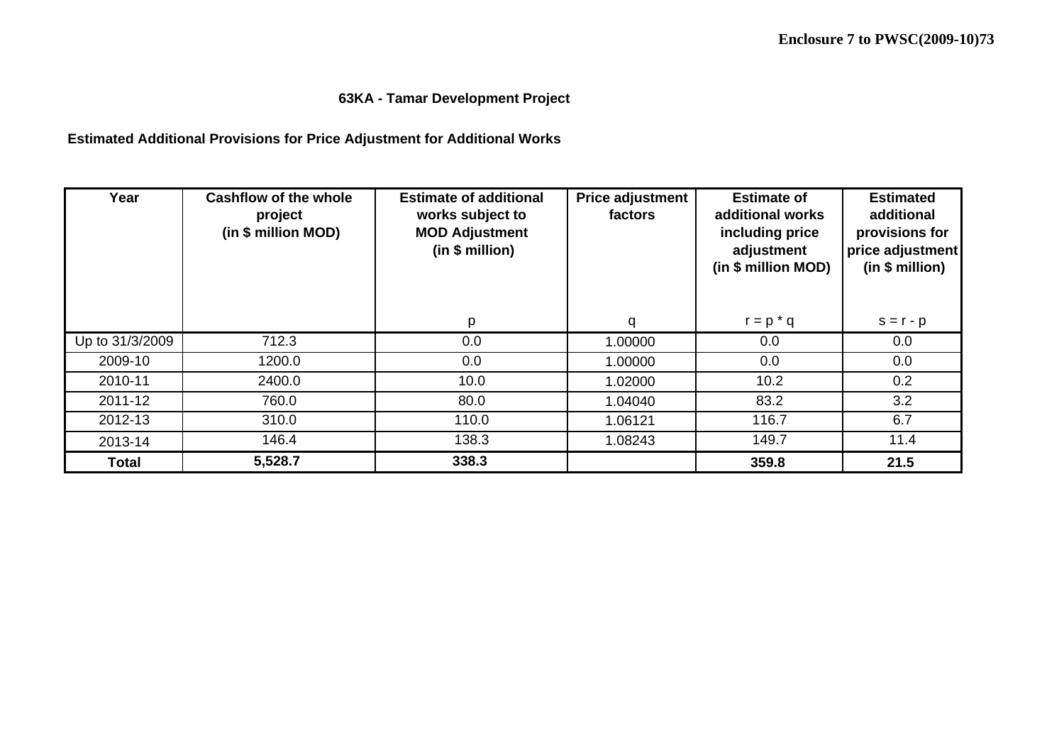**Enclosure 7 to PWSC(2009-10)73**

## 63KA - Tamar Development Project

### Estimated Additional Provisions for Price Adjustment for Additional Works

| Year | Cashflow of the whole project (in $ million MOD) | Estimate of additional works subject to MOD Adjustment (in $ million) | Price adjustment factors | Estimate of additional works including price adjustment (in $ million MOD) | Estimated additional provisions for price adjustment (in $ million) |
|---|---|---|---|---|---|
| | | p | q | r = p * q | s = r - p |
| Up to 31/3/2009 | 712.3 | 0.0 | 1.00000 | 0.0 | 0.0 |
| 2009-10 | 1200.0 | 0.0 | 1.00000 | 0.0 | 0.0 |
| 2010-11 | 2400.0 | 10.0 | 1.02000 | 10.2 | 0.2 |
| 2011-12 | 760.0 | 80.0 | 1.04040 | 83.2 | 3.2 |
| 2012-13 | 310.0 | 110.0 | 1.06121 | 116.7 | 6.7 |
| 2013-14 | 146.4 | 138.3 | 1.08243 | 149.7 | 11.4 |
| **Total** | **5,528.7** | **338.3** | | **359.8** | **21.5** |